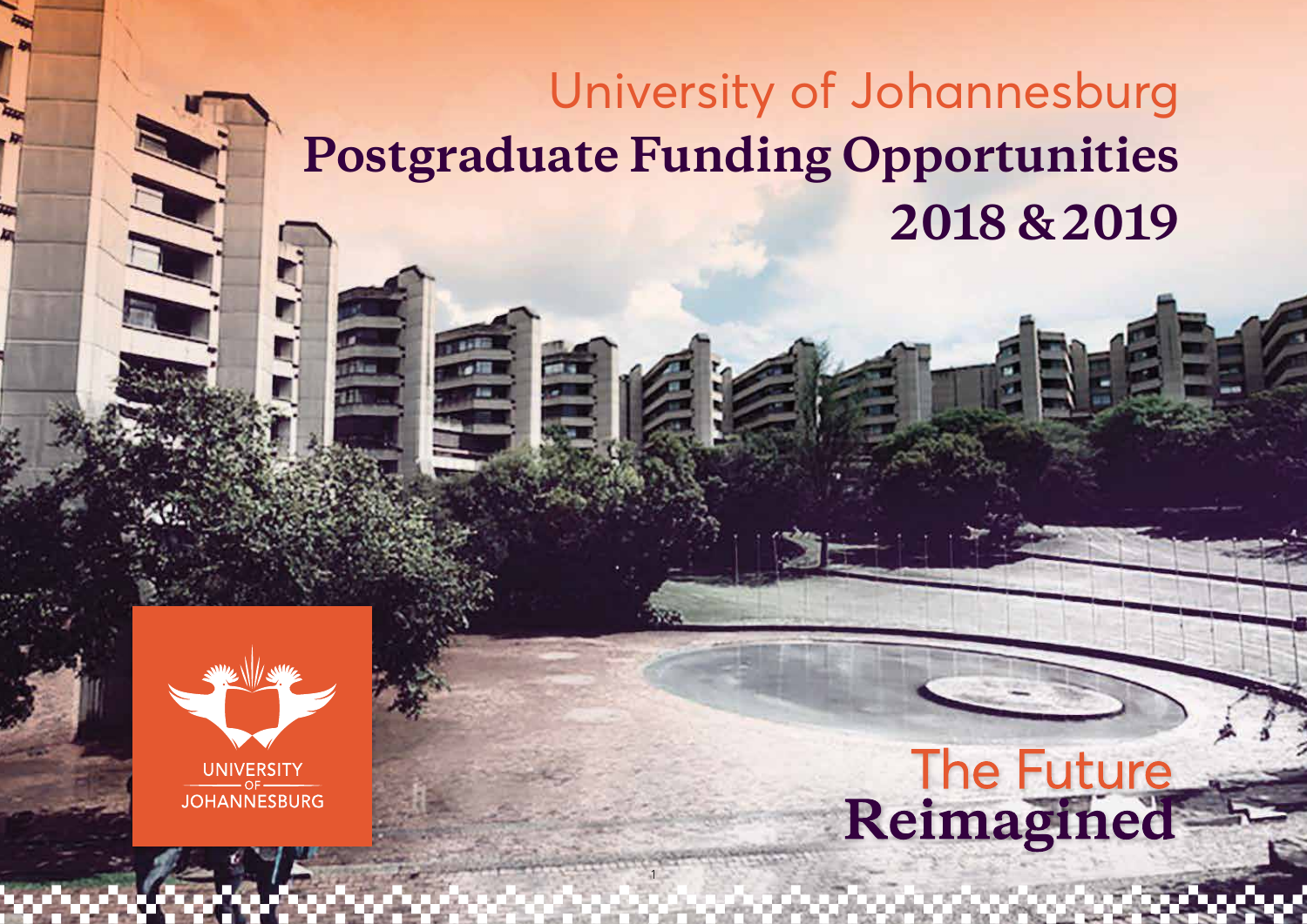University of Johannesburg

# Postgraduate Funding Opportunities 2018 & 2019

UNIVERSITY OF JOHANNESBURG

The Future **Reimagined**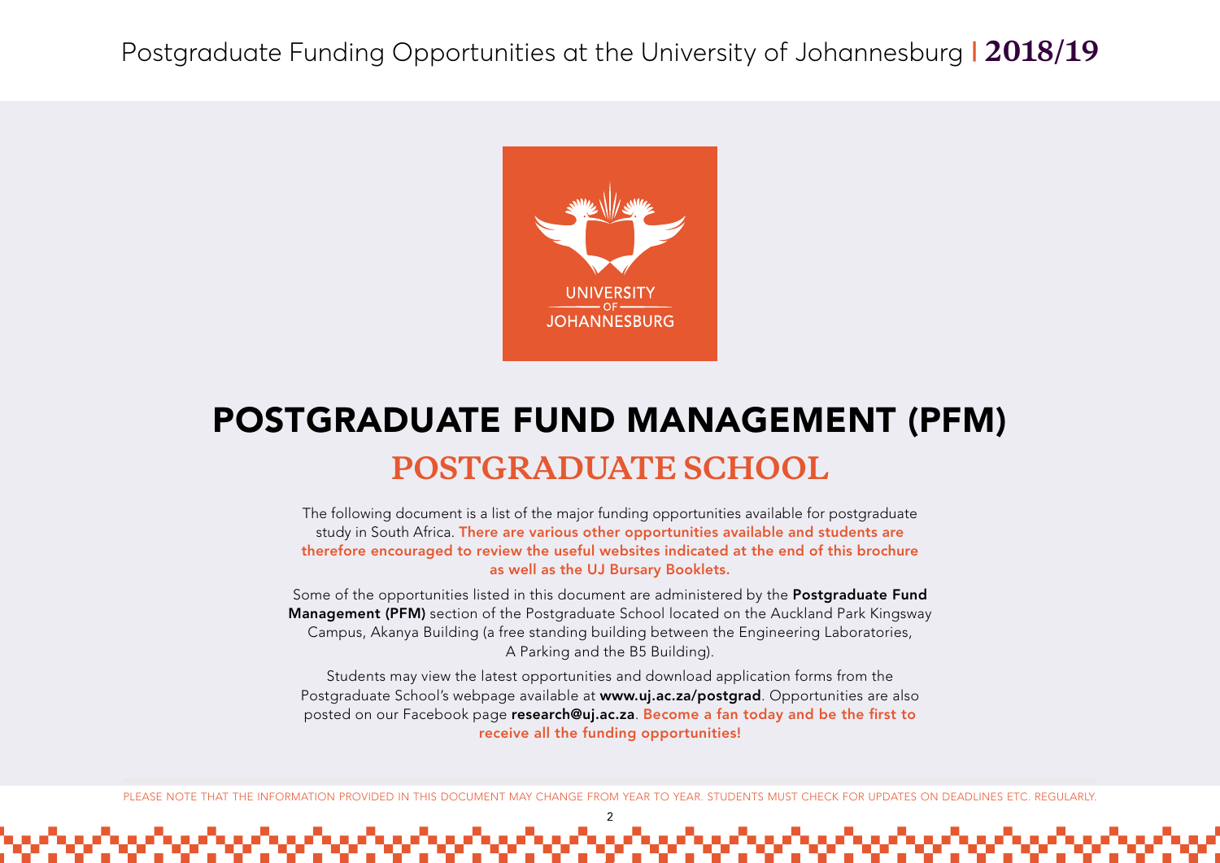# POSTGRADUATE FUND MANAGEMENT (PFM)

## POSTGRADUATE SCHOOL

The following document is a list of the major funding opportunities available for postgraduate study in South Africa. **There are various other opportunities available and students are therefore encouraged to review the useful websites indicated at the end of this brochure as well as the UJ Bursary Booklets.**

Some of the opportunities listed in this document are administered by the **Postgraduate Fund Management (PFM)** section of the Postgraduate School located on the Auckland Park Kingsway Campus, Akanya Building (a free standing building between the Engineering Laboratories, A Parking and the B5 Building).

Students may view the latest opportunities and download application forms from the Postgraduate School's webpage available at **www.uj.ac.za/postgrad**. Opportunities are also posted on our Facebook page **research@uj.ac.za**. **Become a fan today and be the first to receive all the funding opportunities!**

PLEASE NOTE THAT THE INFORMATION PROVIDED IN THIS DOCUMENT MAY CHANGE FROM YEAR TO YEAR. STUDENTS MUST CHECK FOR UPDATES ON DEADLINES ETC. REGULARLY.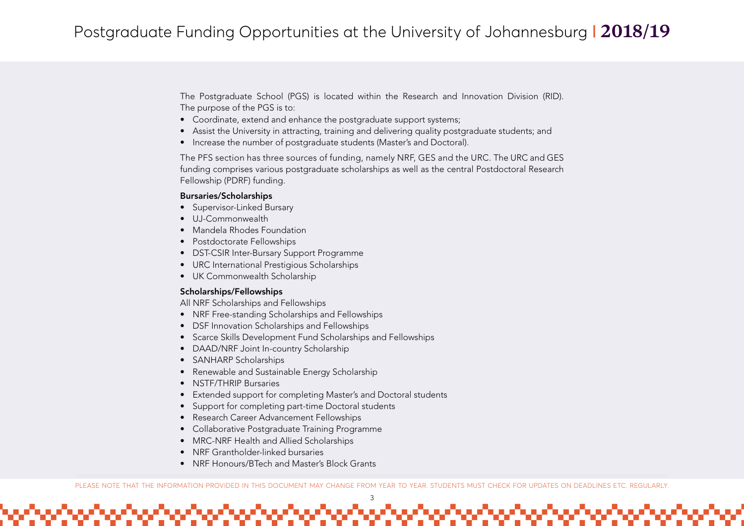The Postgraduate School (PGS) is located within the Research and Innovation Division (RID). The purpose of the PGS is to:

- Coordinate, extend and enhance the postgraduate support systems;
- Assist the University in attracting, training and delivering quality postgraduate students; and
- Increase the number of postgraduate students (Master's and Doctoral).

The PFS section has three sources of funding, namely NRF, GES and the URC. The URC and GES funding comprises various postgraduate scholarships as well as the central Postdoctoral Research Fellowship (PDRF) funding.

**Bursaries/Scholarships**

- Supervisor-Linked Bursary
- UJ-Commonwealth
- Mandela Rhodes Foundation
- Postdoctorate Fellowships
- DST-CSIR Inter-Bursary Support Programme
- URC International Prestigious Scholarships
- UK Commonwealth Scholarship

**Scholarships/Fellowships**

All NRF Scholarships and Fellowships

- NRF Free-standing Scholarships and Fellowships
- DSF Innovation Scholarships and Fellowships
- Scarce Skills Development Fund Scholarships and Fellowships
- DAAD/NRF Joint In-country Scholarship
- SANHARP Scholarships
- Renewable and Sustainable Energy Scholarship
- NSTF/THRIP Bursaries
- Extended support for completing Master's and Doctoral students
- Support for completing part-time Doctoral students
- Research Career Advancement Fellowships
- Collaborative Postgraduate Training Programme
- MRC-NRF Health and Allied Scholarships
- NRF Grantholder-linked bursaries
- NRF Honours/BTech and Master's Block Grants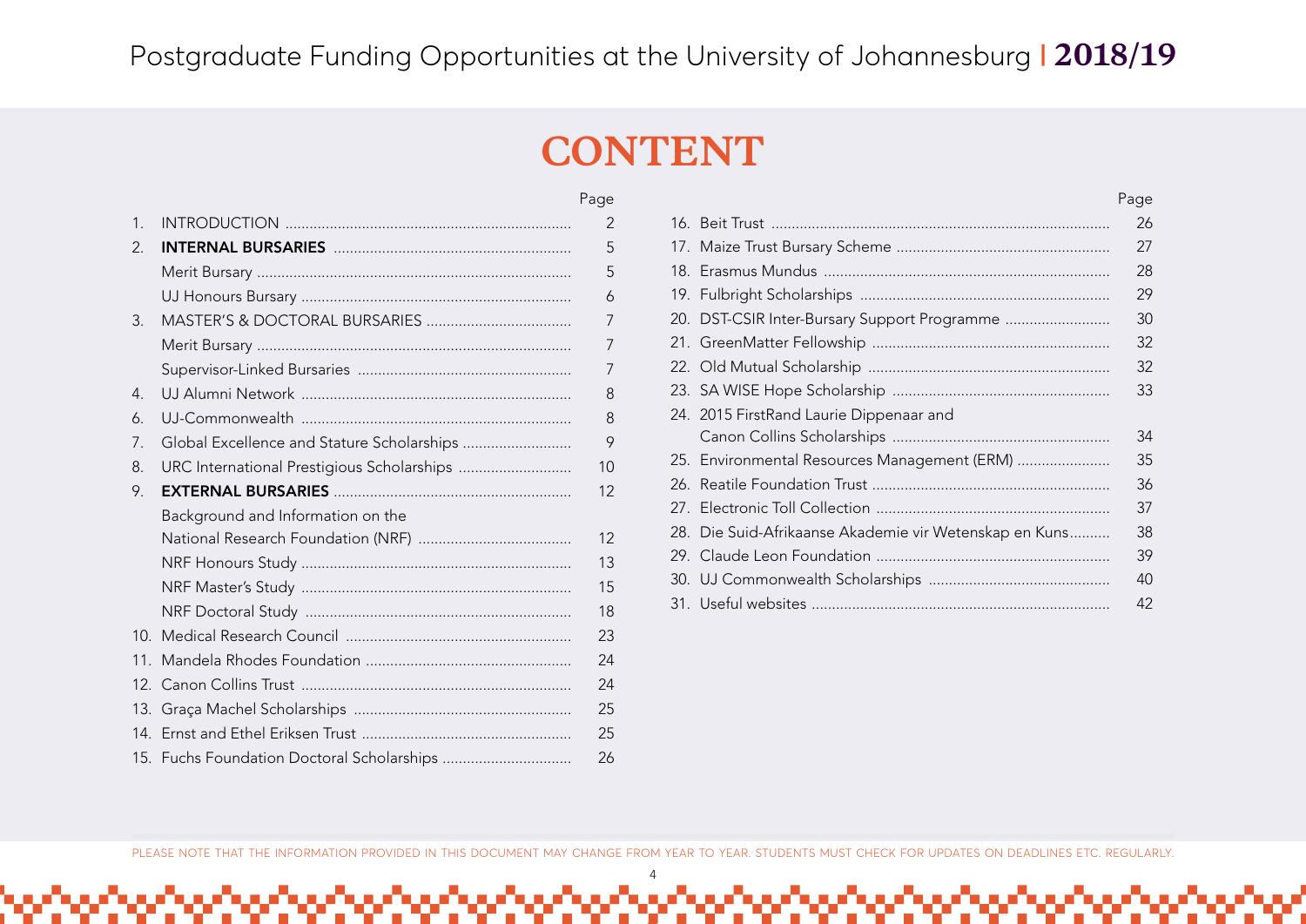# CONTENT

| | | Page |
|---|---|---|
| 1. | INTRODUCTION | 2 |
| 2. | **INTERNAL BURSARIES** | 5 |
| | Merit Bursary | 5 |
| | UJ Honours Bursary | 6 |
| 3. | MASTER'S & DOCTORAL BURSARIES | 7 |
| | Merit Bursary | 7 |
| | Supervisor-Linked Bursaries | 7 |
| 4. | UJ Alumni Network | 8 |
| 6. | UJ-Commonwealth | 8 |
| 7. | Global Excellence and Stature Scholarships | 9 |
| 8. | URC International Prestigious Scholarships | 10 |
| 9. | **EXTERNAL BURSARIES** | 12 |
| | Background and Information on the National Research Foundation (NRF) | 12 |
| | NRF Honours Study | 13 |
| | NRF Master's Study | 15 |
| | NRF Doctoral Study | 18 |
| 10. | Medical Research Council | 23 |
| 11. | Mandela Rhodes Foundation | 24 |
| 12. | Canon Collins Trust | 24 |
| 13. | Graça Machel Scholarships | 25 |
| 14. | Ernst and Ethel Eriksen Trust | 25 |
| 15. | Fuchs Foundation Doctoral Scholarships | 26 |
| 16. | Beit Trust | 26 |
| 17. | Maize Trust Bursary Scheme | 27 |
| 18. | Erasmus Mundus | 28 |
| 19. | Fulbright Scholarships | 29 |
| 20. | DST-CSIR Inter-Bursary Support Programme | 30 |
| 21. | GreenMatter Fellowship | 32 |
| 22. | Old Mutual Scholarship | 32 |
| 23. | SA WISE Hope Scholarship | 33 |
| 24. | 2015 FirstRand Laurie Dippenaar and Canon Collins Scholarships | 34 |
| 25. | Environmental Resources Management (ERM) | 35 |
| 26. | Reatile Foundation Trust | 36 |
| 27. | Electronic Toll Collection | 37 |
| 28. | Die Suid-Afrikaanse Akademie vir Wetenskap en Kuns | 38 |
| 29. | Claude Leon Foundation | 39 |
| 30. | UJ Commonwealth Scholarships | 40 |
| 31. | Useful websites | 42 |

PLEASE NOTE THAT THE INFORMATION PROVIDED IN THIS DOCUMENT MAY CHANGE FROM YEAR TO YEAR. STUDENTS MUST CHECK FOR UPDATES ON DEADLINES ETC. REGULARLY.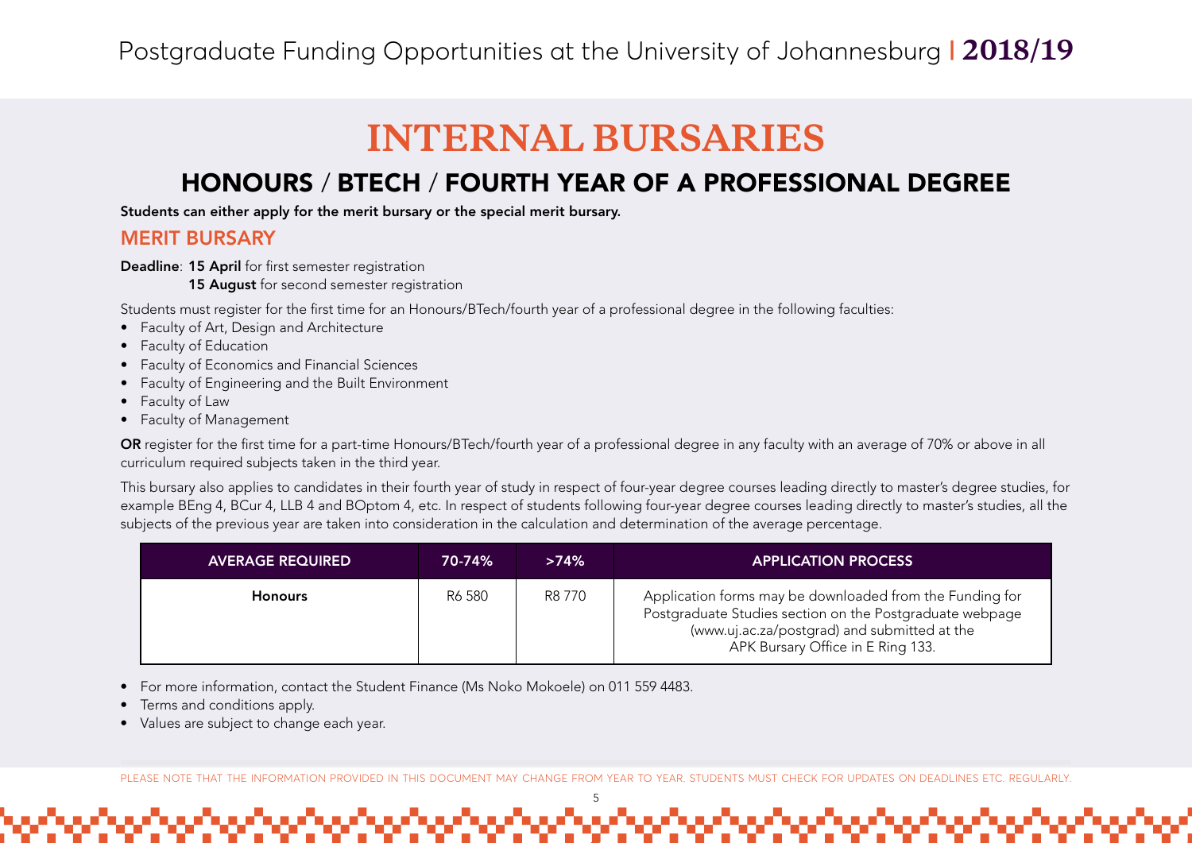# INTERNAL BURSARIES

## HONOURS / BTECH / FOURTH YEAR OF A PROFESSIONAL DEGREE

**Students can either apply for the merit bursary or the special merit bursary.**

### MERIT BURSARY

**Deadline**: **15 April** for first semester registration
**15 August** for second semester registration

Students must register for the first time for an Honours/BTech/fourth year of a professional degree in the following faculties:

- Faculty of Art, Design and Architecture
- Faculty of Education
- Faculty of Economics and Financial Sciences
- Faculty of Engineering and the Built Environment
- Faculty of Law
- Faculty of Management

**OR** register for the first time for a part-time Honours/BTech/fourth year of a professional degree in any faculty with an average of 70% or above in all curriculum required subjects taken in the third year.

This bursary also applies to candidates in their fourth year of study in respect of four-year degree courses leading directly to master's degree studies, for example BEng 4, BCur 4, LLB 4 and BOptom 4, etc. In respect of students following four-year degree courses leading directly to master's studies, all the subjects of the previous year are taken into consideration in the calculation and determination of the average percentage.

| AVERAGE REQUIRED | 70-74% | >74% | APPLICATION PROCESS |
|---|---|---|---|
| **Honours** | R6 580 | R8 770 | Application forms may be downloaded from the Funding for Postgraduate Studies section on the Postgraduate webpage (www.uj.ac.za/postgrad) and submitted at the APK Bursary Office in E Ring 133. |

- For more information, contact the Student Finance (Ms Noko Mokoele) on 011 559 4483.
- Terms and conditions apply.
- Values are subject to change each year.

PLEASE NOTE THAT THE INFORMATION PROVIDED IN THIS DOCUMENT MAY CHANGE FROM YEAR TO YEAR. STUDENTS MUST CHECK FOR UPDATES ON DEADLINES ETC. REGULARLY.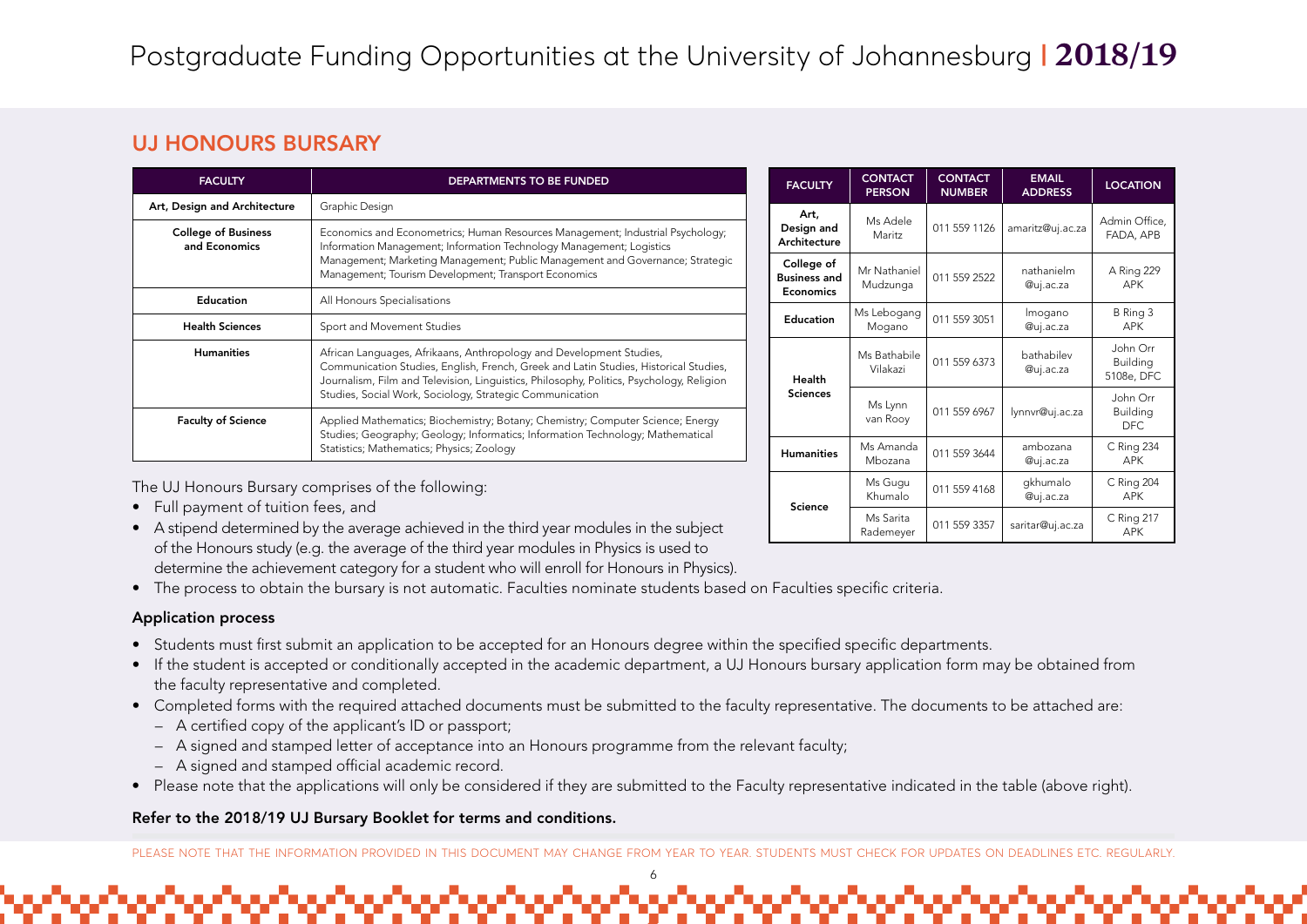## UJ HONOURS BURSARY

| FACULTY | DEPARTMENTS TO BE FUNDED |
|---|---|
| Art, Design and Architecture | Graphic Design |
| College of Business and Economics | Economics and Econometrics; Human Resources Management; Industrial Psychology; Information Management; Information Technology Management; Logistics Management; Marketing Management; Public Management and Governance; Strategic Management; Tourism Development; Transport Economics |
| Education | All Honours Specialisations |
| Health Sciences | Sport and Movement Studies |
| Humanities | African Languages, Afrikaans, Anthropology and Development Studies, Communication Studies, English, French, Greek and Latin Studies, Historical Studies, Journalism, Film and Television, Linguistics, Philosophy, Politics, Psychology, Religion Studies, Social Work, Sociology, Strategic Communication |
| Faculty of Science | Applied Mathematics; Biochemistry; Botany; Chemistry; Computer Science; Energy Studies; Geography; Geology; Informatics; Information Technology; Mathematical Statistics; Mathematics; Physics; Zoology |

| FACULTY | CONTACT PERSON | CONTACT NUMBER | EMAIL ADDRESS | LOCATION |
|---|---|---|---|---|
| Art, Design and Architecture | Ms Adele Maritz | 011 559 1126 | amaritz@uj.ac.za | Admin Office, FADA, APB |
| College of Business and Economics | Mr Nathaniel Mudzunga | 011 559 2522 | nathanielm@uj.ac.za | A Ring 229 APK |
| Education | Ms Lebogang Mogano | 011 559 3051 | lmogano@uj.ac.za | B Ring 3 APK |
| Health Sciences | Ms Bathabile Vilakazi | 011 559 6373 | bathabilev@uj.ac.za | John Orr Building 5108e, DFC |
| | Ms Lynn van Rooy | 011 559 6967 | lynnvr@uj.ac.za | John Orr Building DFC |
| Humanities | Ms Amanda Mbozana | 011 559 3644 | ambozana@uj.ac.za | C Ring 234 APK |
| Science | Ms Gugu Khumalo | 011 559 4168 | gkhumalo@uj.ac.za | C Ring 204 APK |
| | Ms Sarita Rademeyer | 011 559 3357 | saritar@uj.ac.za | C Ring 217 APK |

The UJ Honours Bursary comprises of the following:

- Full payment of tuition fees, and
- A stipend determined by the average achieved in the third year modules in the subject of the Honours study (e.g. the average of the third year modules in Physics is used to determine the achievement category for a student who will enroll for Honours in Physics).
- The process to obtain the bursary is not automatic. Faculties nominate students based on Faculties specific criteria.

**Application process**

- Students must first submit an application to be accepted for an Honours degree within the specified specific departments.
- If the student is accepted or conditionally accepted in the academic department, a UJ Honours bursary application form may be obtained from the faculty representative and completed.
- Completed forms with the required attached documents must be submitted to the faculty representative. The documents to be attached are:
  - A certified copy of the applicant's ID or passport;
  - A signed and stamped letter of acceptance into an Honours programme from the relevant faculty;
  - A signed and stamped official academic record.
- Please note that the applications will only be considered if they are submitted to the Faculty representative indicated in the table (above right).

**Refer to the 2018/19 UJ Bursary Booklet for terms and conditions.**

PLEASE NOTE THAT THE INFORMATION PROVIDED IN THIS DOCUMENT MAY CHANGE FROM YEAR TO YEAR. STUDENTS MUST CHECK FOR UPDATES ON DEADLINES ETC. REGULARLY.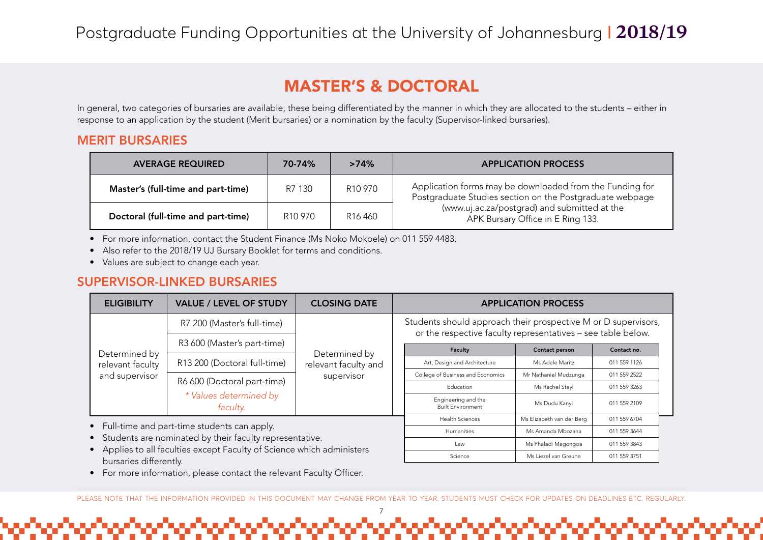# Postgraduate Funding Opportunities at the University of Johannesburg | 2018/19

## MASTER'S & DOCTORAL

In general, two categories of bursaries are available, these being differentiated by the manner in which they are allocated to the students – either in response to an application by the student (Merit bursaries) or a nomination by the faculty (Supervisor-linked bursaries).

### MERIT BURSARIES

| AVERAGE REQUIRED | 70-74% | >74% | APPLICATION PROCESS |
|---|---|---|---|
| **Master's (full-time and part-time)** | R7 130 | R10 970 | Application forms may be downloaded from the Funding for Postgraduate Studies section on the Postgraduate webpage (www.uj.ac.za/postgrad) and submitted at the APK Bursary Office in E Ring 133. |
| **Doctoral (full-time and part-time)** | R10 970 | R16 460 | |

- For more information, contact the Student Finance (Ms Noko Mokoele) on 011 559 4483.
- Also refer to the 2018/19 UJ Bursary Booklet for terms and conditions.
- Values are subject to change each year.

### SUPERVISOR-LINKED BURSARIES

| ELIGIBILITY | VALUE / LEVEL OF STUDY | CLOSING DATE | APPLICATION PROCESS |
|---|---|---|---|
| Determined by relevant faculty and supervisor | R7 200 (Master's full-time) | Determined by relevant faculty and supervisor | Students should approach their prospective M or D supervisors, or the respective faculty representatives – see table below. |
| | R3 600 (Master's part-time) | | |
| | R13 200 (Doctoral full-time) | | |
| | R6 600 (Doctoral part-time)<br>*\* Values determined by faculty.* | | |

| Faculty | Contact person | Contact no. |
|---|---|---|
| Art, Design and Architecture | Ms Adele Maritz | 011 559 1126 |
| College of Business and Economics | Mr Nathaniel Mudzunga | 011 559 2522 |
| Education | Ms Rachel Steyl | 011 559 3263 |
| Engineering and the Built Environment | Ms Dudu Kanyi | 011 559 2109 |
| Health Sciences | Ms Elizabeth van der Berg | 011 559 6704 |
| Humanities | Ms Amanda Mbozana | 011 559 3644 |
| Law | Ms Phaladi Magongoa | 011 559 3843 |
| Science | Ms Liezel van Greune | 011 559 3751 |

- Full-time and part-time students can apply.
- Students are nominated by their faculty representative.
- Applies to all faculties except Faculty of Science which administers bursaries differently.
- For more information, please contact the relevant Faculty Officer.

PLEASE NOTE THAT THE INFORMATION PROVIDED IN THIS DOCUMENT MAY CHANGE FROM YEAR TO YEAR. STUDENTS MUST CHECK FOR UPDATES ON DEADLINES ETC. REGULARLY.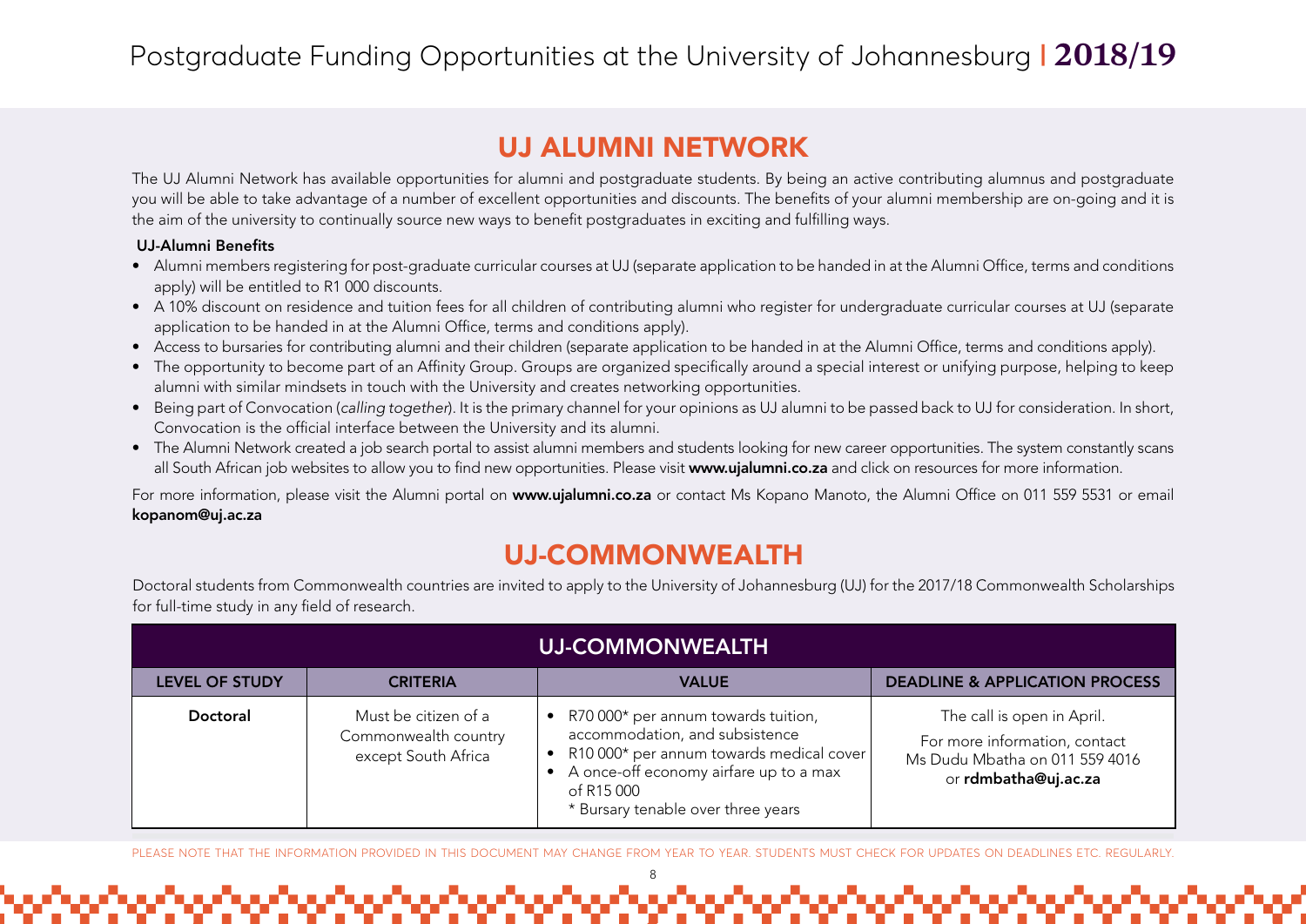## UJ ALUMNI NETWORK

The UJ Alumni Network has available opportunities for alumni and postgraduate students. By being an active contributing alumnus and postgraduate you will be able to take advantage of a number of excellent opportunities and discounts. The benefits of your alumni membership are on-going and it is the aim of the university to continually source new ways to benefit postgraduates in exciting and fulfilling ways.

**UJ-Alumni Benefits**

- Alumni members registering for post-graduate curricular courses at UJ (separate application to be handed in at the Alumni Office, terms and conditions apply) will be entitled to R1 000 discounts.
- A 10% discount on residence and tuition fees for all children of contributing alumni who register for undergraduate curricular courses at UJ (separate application to be handed in at the Alumni Office, terms and conditions apply).
- Access to bursaries for contributing alumni and their children (separate application to be handed in at the Alumni Office, terms and conditions apply).
- The opportunity to become part of an Affinity Group. Groups are organized specifically around a special interest or unifying purpose, helping to keep alumni with similar mindsets in touch with the University and creates networking opportunities.
- Being part of Convocation (*calling together*). It is the primary channel for your opinions as UJ alumni to be passed back to UJ for consideration. In short, Convocation is the official interface between the University and its alumni.
- The Alumni Network created a job search portal to assist alumni members and students looking for new career opportunities. The system constantly scans all South African job websites to allow you to find new opportunities. Please visit **www.ujalumni.co.za** and click on resources for more information.

For more information, please visit the Alumni portal on **www.ujalumni.co.za** or contact Ms Kopano Manoto, the Alumni Office on 011 559 5531 or email **kopanom@uj.ac.za**

## UJ-COMMONWEALTH

Doctoral students from Commonwealth countries are invited to apply to the University of Johannesburg (UJ) for the 2017/18 Commonwealth Scholarships for full-time study in any field of research.

| UJ-COMMONWEALTH | | | |
|---|---|---|---|
| **LEVEL OF STUDY** | **CRITERIA** | **VALUE** | **DEADLINE & APPLICATION PROCESS** |
| **Doctoral** | Must be citizen of a Commonwealth country except South Africa | • R70 000* per annum towards tuition, accommodation, and subsistence<br>• R10 000* per annum towards medical cover<br>• A once-off economy airfare up to a max of R15 000<br>* Bursary tenable over three years | The call is open in April.<br>For more information, contact Ms Dudu Mbatha on 011 559 4016 or **rdmbatha@uj.ac.za** |

PLEASE NOTE THAT THE INFORMATION PROVIDED IN THIS DOCUMENT MAY CHANGE FROM YEAR TO YEAR. STUDENTS MUST CHECK FOR UPDATES ON DEADLINES ETC. REGULARLY.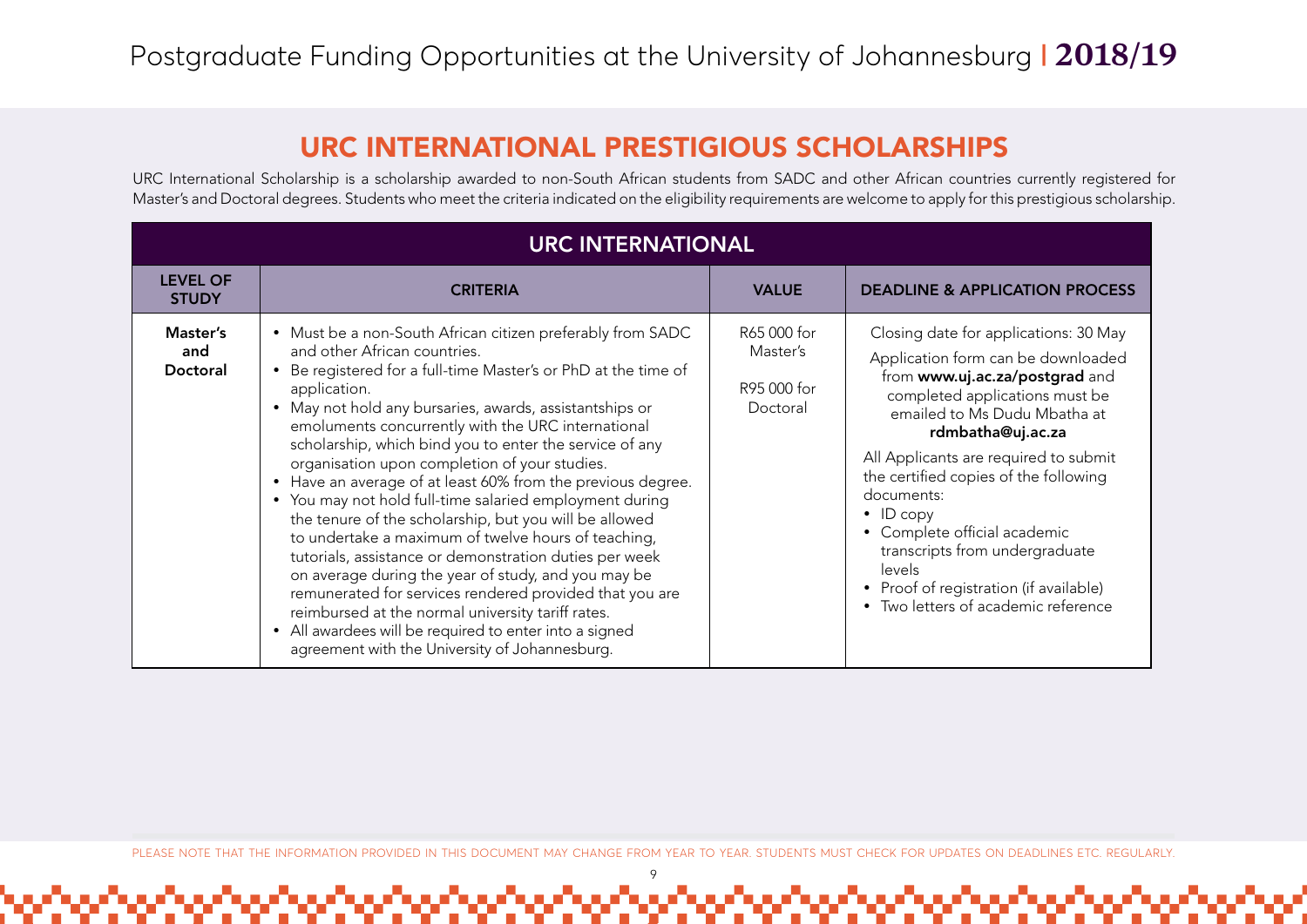## URC INTERNATIONAL PRESTIGIOUS SCHOLARSHIPS

URC International Scholarship is a scholarship awarded to non-South African students from SADC and other African countries currently registered for Master's and Doctoral degrees. Students who meet the criteria indicated on the eligibility requirements are welcome to apply for this prestigious scholarship.

| URC INTERNATIONAL | | | |
|---|---|---|---|
| **LEVEL OF STUDY** | **CRITERIA** | **VALUE** | **DEADLINE & APPLICATION PROCESS** |
| **Master's and Doctoral** | • Must be a non-South African citizen preferably from SADC and other African countries.<br>• Be registered for a full-time Master's or PhD at the time of application.<br>• May not hold any bursaries, awards, assistantships or emoluments concurrently with the URC international scholarship, which bind you to enter the service of any organisation upon completion of your studies.<br>• Have an average of at least 60% from the previous degree.<br>• You may not hold full-time salaried employment during the tenure of the scholarship, but you will be allowed to undertake a maximum of twelve hours of teaching, tutorials, assistance or demonstration duties per week on average during the year of study, and you may be remunerated for services rendered provided that you are reimbursed at the normal university tariff rates.<br>• All awardees will be required to enter into a signed agreement with the University of Johannesburg. | R65 000 for Master's<br><br>R95 000 for Doctoral | Closing date for applications: 30 May<br><br>Application form can be downloaded from **www.uj.ac.za/postgrad** and completed applications must be emailed to Ms Dudu Mbatha at **rdmbatha@uj.ac.za**<br><br>All Applicants are required to submit the certified copies of the following documents:<br>• ID copy<br>• Complete official academic transcripts from undergraduate levels<br>• Proof of registration (if available)<br>• Two letters of academic reference |

PLEASE NOTE THAT THE INFORMATION PROVIDED IN THIS DOCUMENT MAY CHANGE FROM YEAR TO YEAR. STUDENTS MUST CHECK FOR UPDATES ON DEADLINES ETC. REGULARLY.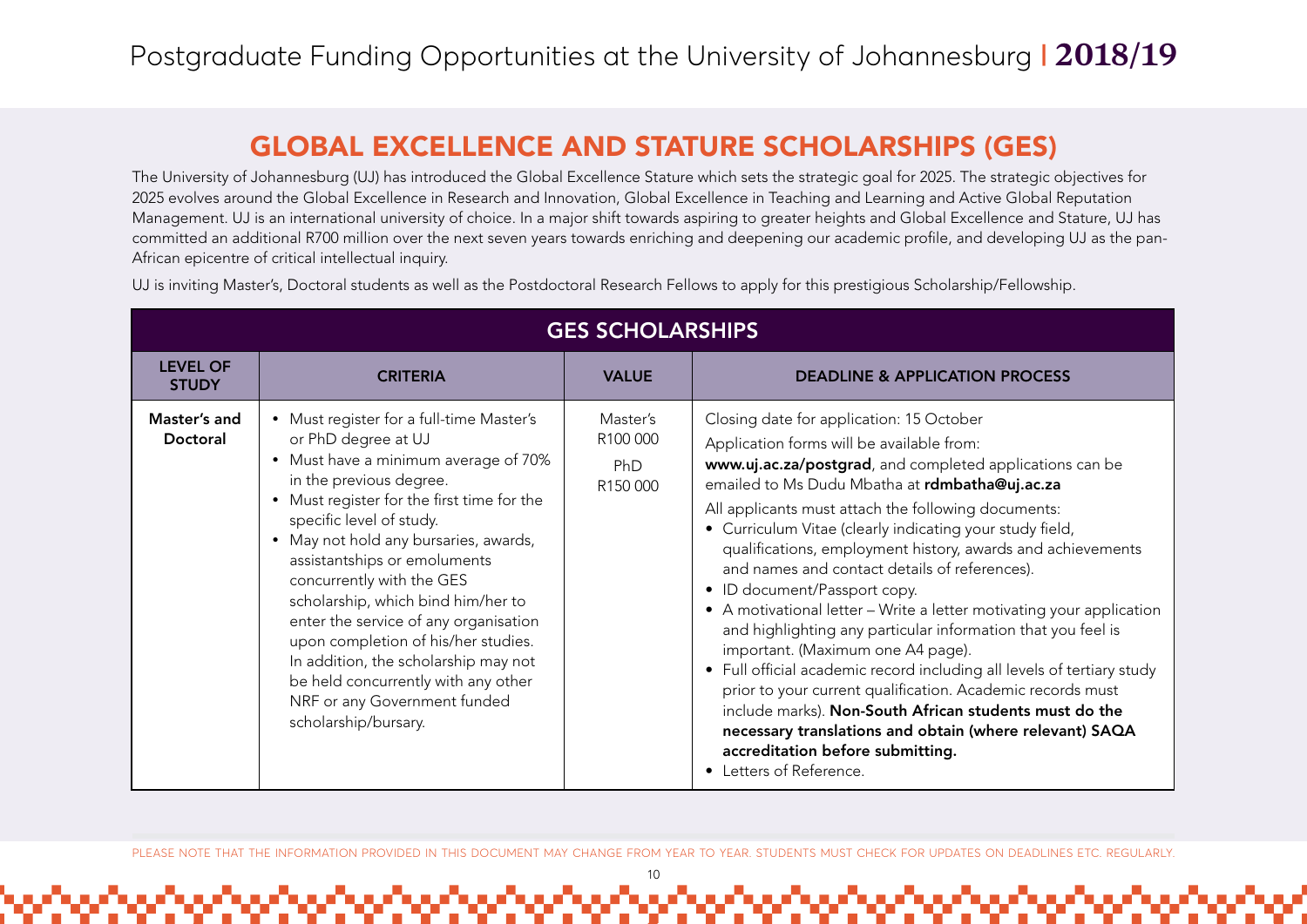## GLOBAL EXCELLENCE AND STATURE SCHOLARSHIPS (GES)

The University of Johannesburg (UJ) has introduced the Global Excellence Stature which sets the strategic goal for 2025. The strategic objectives for 2025 evolves around the Global Excellence in Research and Innovation, Global Excellence in Teaching and Learning and Active Global Reputation Management. UJ is an international university of choice. In a major shift towards aspiring to greater heights and Global Excellence and Stature, UJ has committed an additional R700 million over the next seven years towards enriching and deepening our academic profile, and developing UJ as the pan-African epicentre of critical intellectual inquiry.

UJ is inviting Master's, Doctoral students as well as the Postdoctoral Research Fellows to apply for this prestigious Scholarship/Fellowship.

| GES SCHOLARSHIPS | | | |
|---|---|---|---|
| **LEVEL OF STUDY** | **CRITERIA** | **VALUE** | **DEADLINE & APPLICATION PROCESS** |
| **Master's and Doctoral** | • Must register for a full-time Master's or PhD degree at UJ<br>• Must have a minimum average of 70% in the previous degree.<br>• Must register for the first time for the specific level of study.<br>• May not hold any bursaries, awards, assistantships or emoluments concurrently with the GES scholarship, which bind him/her to enter the service of any organisation upon completion of his/her studies. In addition, the scholarship may not be held concurrently with any other NRF or any Government funded scholarship/bursary. | Master's<br>R100 000<br>PhD<br>R150 000 | Closing date for application: 15 October<br>Application forms will be available from: **www.uj.ac.za/postgrad**, and completed applications can be emailed to Ms Dudu Mbatha at **rdmbatha@uj.ac.za**<br>All applicants must attach the following documents:<br>• Curriculum Vitae (clearly indicating your study field, qualifications, employment history, awards and achievements and names and contact details of references).<br>• ID document/Passport copy.<br>• A motivational letter – Write a letter motivating your application and highlighting any particular information that you feel is important. (Maximum one A4 page).<br>• Full official academic record including all levels of tertiary study prior to your current qualification. Academic records must include marks). **Non-South African students must do the necessary translations and obtain (where relevant) SAQA accreditation before submitting.**<br>• Letters of Reference. |

PLEASE NOTE THAT THE INFORMATION PROVIDED IN THIS DOCUMENT MAY CHANGE FROM YEAR TO YEAR. STUDENTS MUST CHECK FOR UPDATES ON DEADLINES ETC. REGULARLY.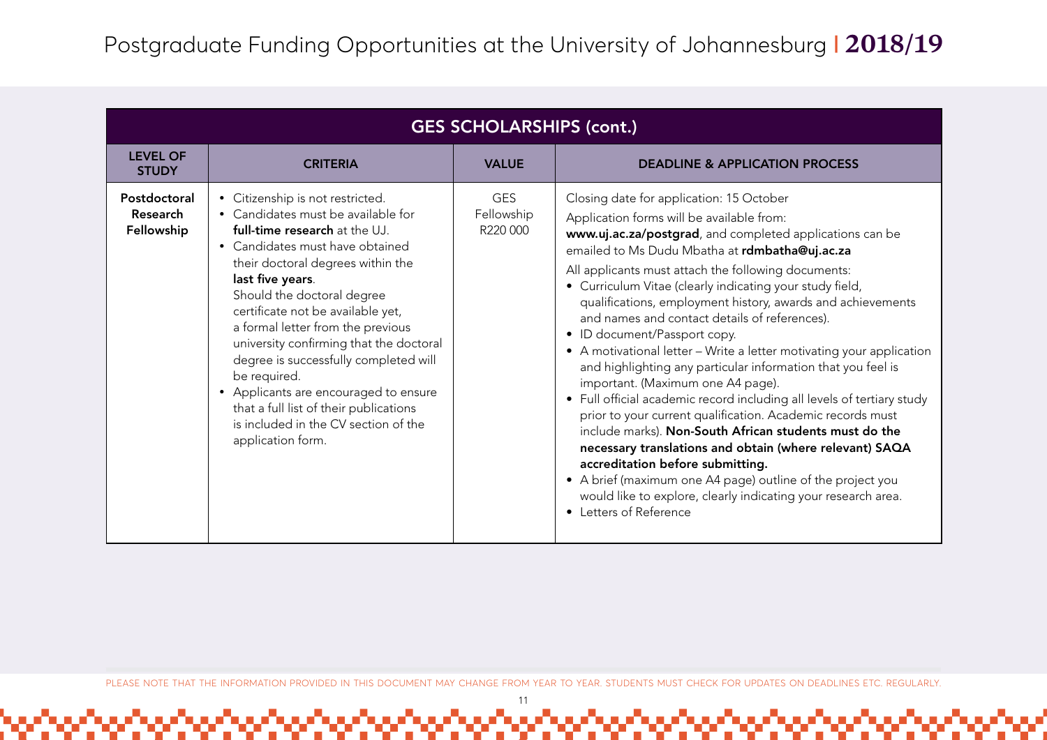| GES SCHOLARSHIPS (cont.) | | | |
|---|---|---|---|
| **LEVEL OF STUDY** | **CRITERIA** | **VALUE** | **DEADLINE & APPLICATION PROCESS** |
| **Postdoctoral Research Fellowship** | • Citizenship is not restricted.<br>• Candidates must be available for **full-time research** at the UJ.<br>• Candidates must have obtained their doctoral degrees within the **last five years**. Should the doctoral degree certificate not be available yet, a formal letter from the previous university confirming that the doctoral degree is successfully completed will be required.<br>• Applicants are encouraged to ensure that a full list of their publications is included in the CV section of the application form. | GES Fellowship R220 000 | Closing date for application: 15 October<br>Application forms will be available from: **www.uj.ac.za/postgrad**, and completed applications can be emailed to Ms Dudu Mbatha at **rdmbatha@uj.ac.za**<br>All applicants must attach the following documents:<br>• Curriculum Vitae (clearly indicating your study field, qualifications, employment history, awards and achievements and names and contact details of references).<br>• ID document/Passport copy.<br>• A motivational letter – Write a letter motivating your application and highlighting any particular information that you feel is important. (Maximum one A4 page).<br>• Full official academic record including all levels of tertiary study prior to your current qualification. Academic records must include marks). **Non-South African students must do the necessary translations and obtain (where relevant) SAQA accreditation before submitting.**<br>• A brief (maximum one A4 page) outline of the project you would like to explore, clearly indicating your research area.<br>• Letters of Reference |

PLEASE NOTE THAT THE INFORMATION PROVIDED IN THIS DOCUMENT MAY CHANGE FROM YEAR TO YEAR. STUDENTS MUST CHECK FOR UPDATES ON DEADLINES ETC. REGULARLY.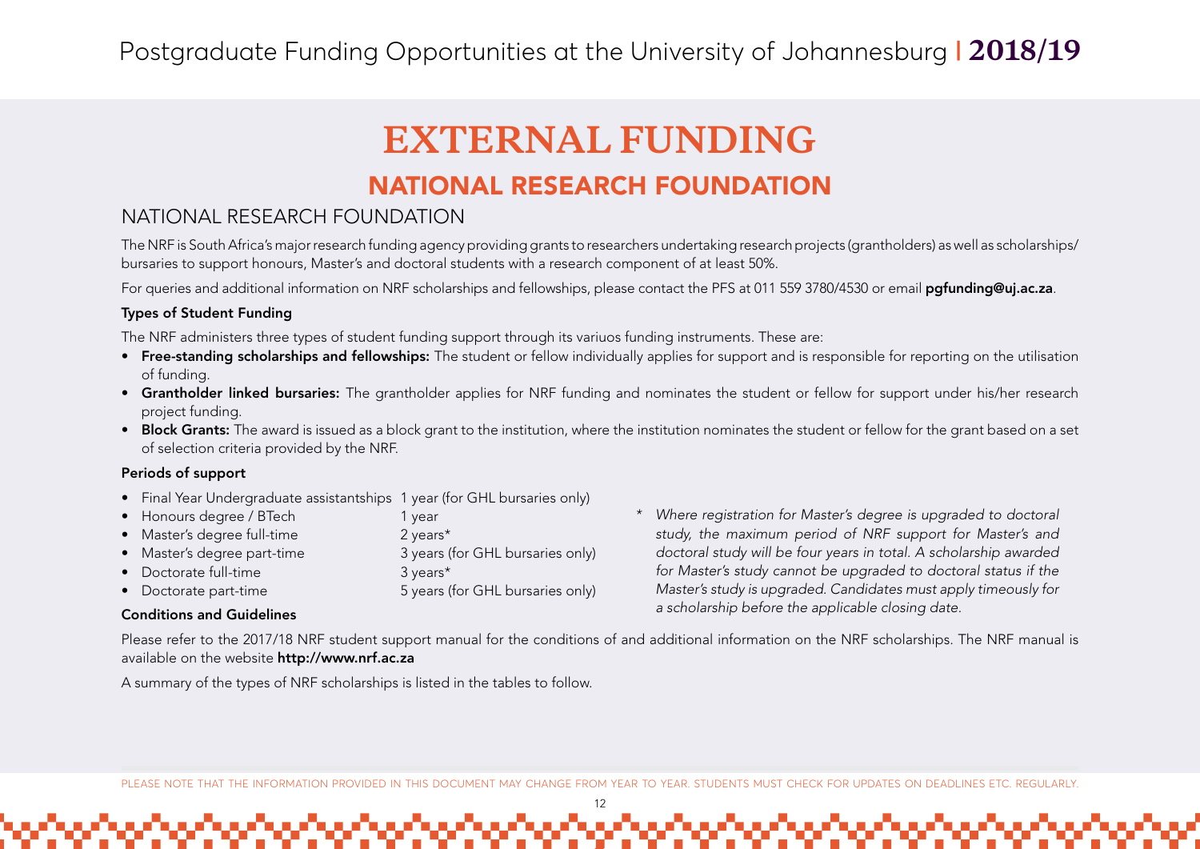# EXTERNAL FUNDING

## NATIONAL RESEARCH FOUNDATION

### NATIONAL RESEARCH FOUNDATION

The NRF is South Africa's major research funding agency providing grants to researchers undertaking research projects (grantholders) as well as scholarships/ bursaries to support honours, Master's and doctoral students with a research component of at least 50%.

For queries and additional information on NRF scholarships and fellowships, please contact the PFS at 011 559 3780/4530 or email **pgfunding@uj.ac.za**.

**Types of Student Funding**

The NRF administers three types of student funding support through its variuos funding instruments. These are:

- **Free-standing scholarships and fellowships:** The student or fellow individually applies for support and is responsible for reporting on the utilisation of funding.
- **Grantholder linked bursaries:** The grantholder applies for NRF funding and nominates the student or fellow for support under his/her research project funding.
- **Block Grants:** The award is issued as a block grant to the institution, where the institution nominates the student or fellow for the grant based on a set of selection criteria provided by the NRF.

**Periods of support**

- Final Year Undergraduate assistantships 1 year (for GHL bursaries only)
- Honours degree / BTech 1 year
- Master's degree full-time 2 years*
- Master's degree part-time 3 years (for GHL bursaries only)
- Doctorate full-time 3 years*
- Doctorate part-time 5 years (for GHL bursaries only)

\* *Where registration for Master's degree is upgraded to doctoral study, the maximum period of NRF support for Master's and doctoral study will be four years in total. A scholarship awarded for Master's study cannot be upgraded to doctoral status if the Master's study is upgraded. Candidates must apply timeously for a scholarship before the applicable closing date.*

**Conditions and Guidelines**

Please refer to the 2017/18 NRF student support manual for the conditions of and additional information on the NRF scholarships. The NRF manual is available on the website **http://www.nrf.ac.za**

A summary of the types of NRF scholarships is listed in the tables to follow.

PLEASE NOTE THAT THE INFORMATION PROVIDED IN THIS DOCUMENT MAY CHANGE FROM YEAR TO YEAR. STUDENTS MUST CHECK FOR UPDATES ON DEADLINES ETC. REGULARLY.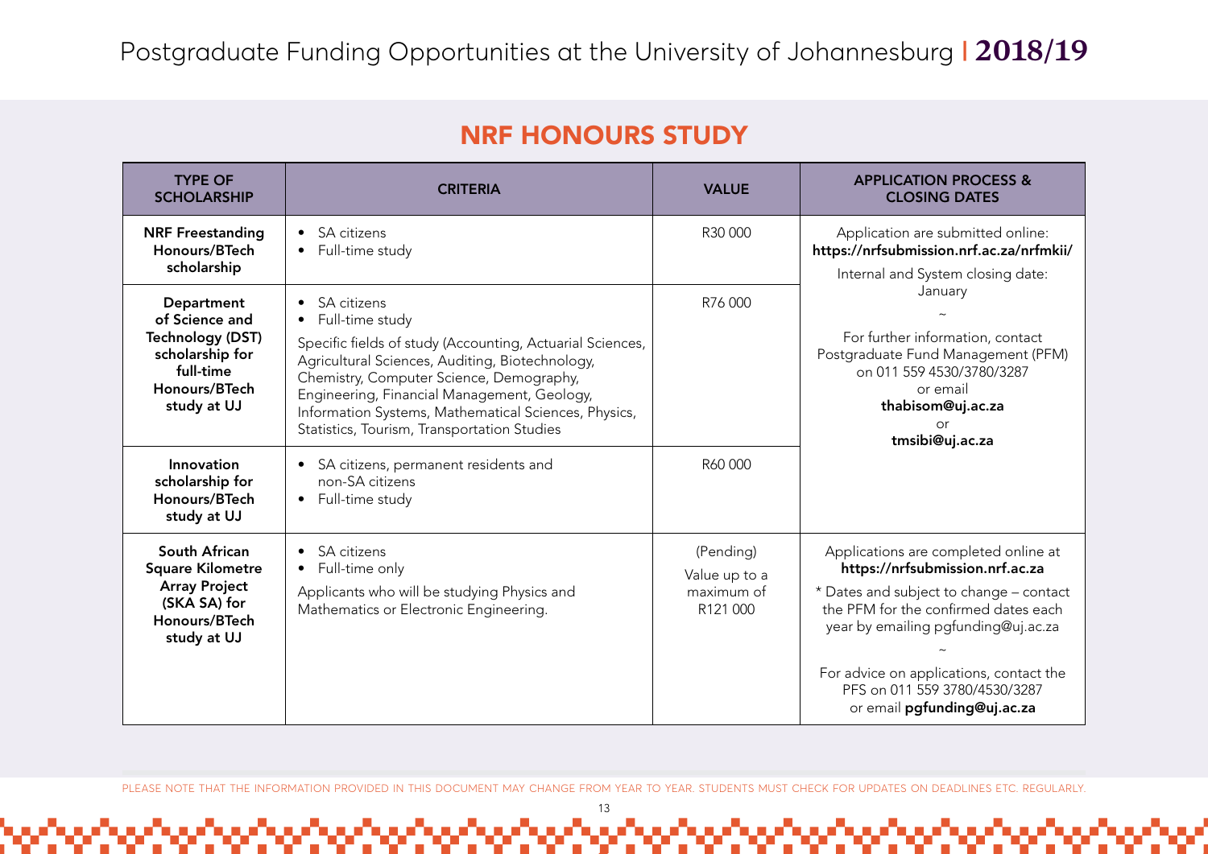Postgraduate Funding Opportunities at the University of Johannesburg | 2018/19

## NRF HONOURS STUDY

| TYPE OF SCHOLARSHIP | CRITERIA | VALUE | APPLICATION PROCESS & CLOSING DATES |
|---|---|---|---|
| **NRF Freestanding Honours/BTech scholarship** | • SA citizens<br>• Full-time study | R30 000 | Application are submitted online: **https://nrfsubmission.nrf.ac.za/nrfmkii/**<br>Internal and System closing date: January<br>~<br>For further information, contact Postgraduate Fund Management (PFM) on 011 559 4530/3780/3287 or email **thabisom@uj.ac.za** or **tmsibi@uj.ac.za** |
| **Department of Science and Technology (DST) scholarship for full-time Honours/BTech study at UJ** | • SA citizens<br>• Full-time study<br>Specific fields of study (Accounting, Actuarial Sciences, Agricultural Sciences, Auditing, Biotechnology, Chemistry, Computer Science, Demography, Engineering, Financial Management, Geology, Information Systems, Mathematical Sciences, Physics, Statistics, Tourism, Transportation Studies | R76 000 | |
| **Innovation scholarship for Honours/BTech study at UJ** | • SA citizens, permanent residents and non-SA citizens<br>• Full-time study | R60 000 | |
| **South African Square Kilometre Array Project (SKA SA) for Honours/BTech study at UJ** | • SA citizens<br>• Full-time only<br>Applicants who will be studying Physics and Mathematics or Electronic Engineering. | (Pending)<br>Value up to a maximum of R121 000 | Applications are completed online at **https://nrfsubmission.nrf.ac.za**<br>* Dates and subject to change – contact the PFM for the confirmed dates each year by emailing pgfunding@uj.ac.za<br>~<br>For advice on applications, contact the PFS on 011 559 3780/4530/3287 or email **pgfunding@uj.ac.za** |

PLEASE NOTE THAT THE INFORMATION PROVIDED IN THIS DOCUMENT MAY CHANGE FROM YEAR TO YEAR. STUDENTS MUST CHECK FOR UPDATES ON DEADLINES ETC. REGULARLY.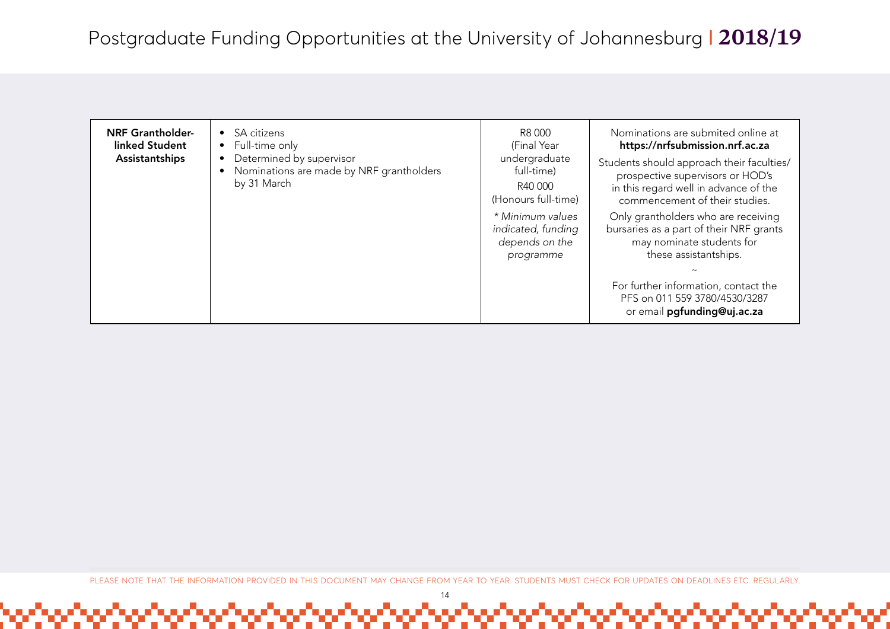| NRF Grantholder-linked Student Assistantships | • SA citizens<br>• Full-time only<br>• Determined by supervisor<br>• Nominations are made by NRF grantholders by 31 March | R8 000 (Final Year undergraduate full-time)<br>R40 000 (Honours full-time)<br>*\* Minimum values indicated, funding depends on the programme* | Nominations are submited online at **https://nrfsubmission.nrf.ac.za**<br>Students should approach their faculties/ prospective supervisors or HOD's in this regard well in advance of the commencement of their studies.<br>Only grantholders who are receiving bursaries as a part of their NRF grants may nominate students for these assistantships.<br>~<br>For further information, contact the PFS on 011 559 3780/4530/3287 or email **pgfunding@uj.ac.za** |
|---|---|---|---|

PLEASE NOTE THAT THE INFORMATION PROVIDED IN THIS DOCUMENT MAY CHANGE FROM YEAR TO YEAR. STUDENTS MUST CHECK FOR UPDATES ON DEADLINES ETC. REGULARLY.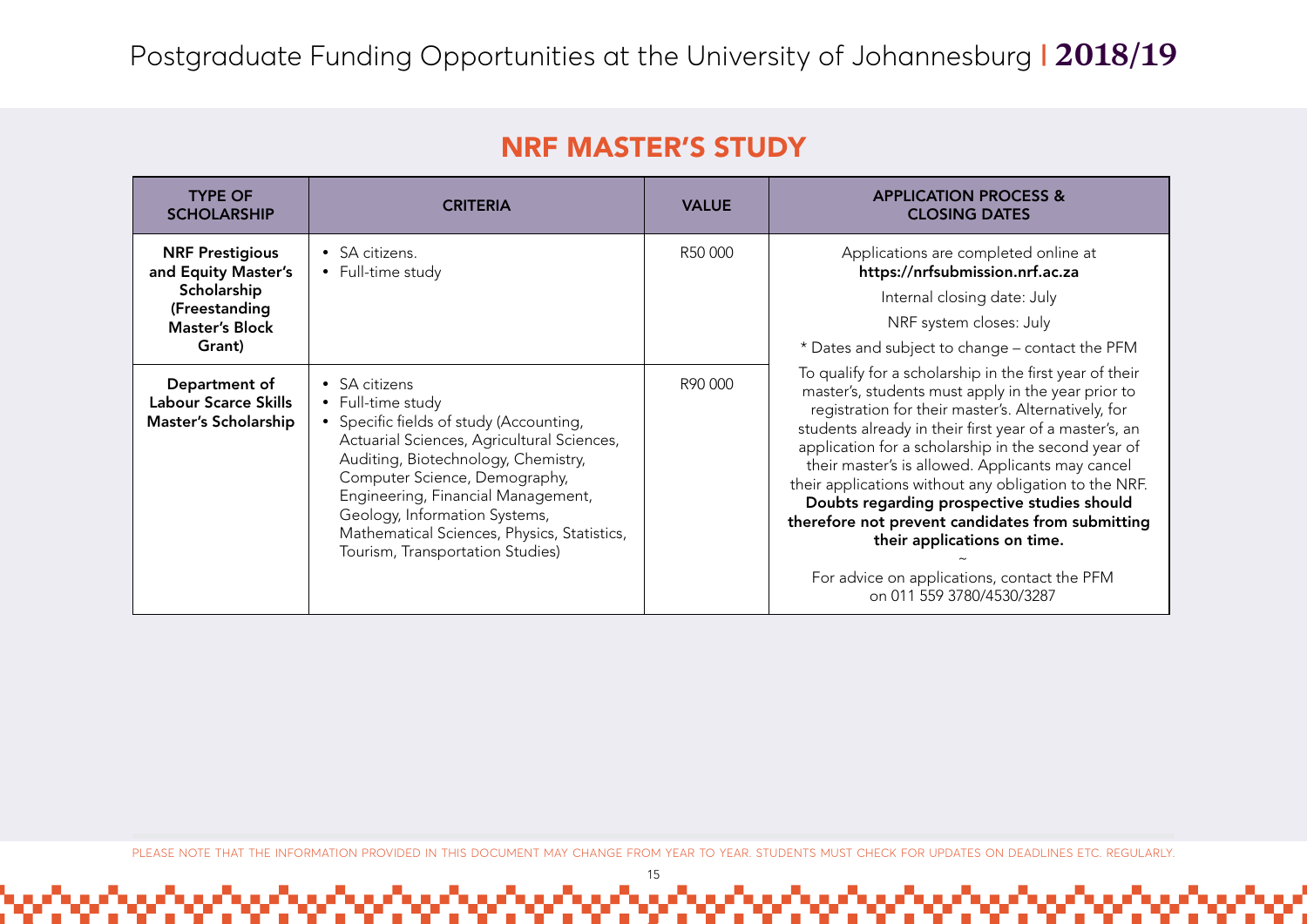## NRF MASTER'S STUDY

| TYPE OF SCHOLARSHIP | CRITERIA | VALUE | APPLICATION PROCESS & CLOSING DATES |
|---|---|---|---|
| **NRF Prestigious and Equity Master's Scholarship (Freestanding Master's Block Grant)** | • SA citizens.<br>• Full-time study | R50 000 | Applications are completed online at **https://nrfsubmission.nrf.ac.za**<br>Internal closing date: July<br>NRF system closes: July<br>* Dates and subject to change – contact the PFM<br>To qualify for a scholarship in the first year of their master's, students must apply in the year prior to registration for their master's. Alternatively, for students already in their first year of a master's, an application for a scholarship in the second year of their master's is allowed. Applicants may cancel their applications without any obligation to the NRF. **Doubts regarding prospective studies should therefore not prevent candidates from submitting their applications on time.**<br>~<br>For advice on applications, contact the PFM on 011 559 3780/4530/3287 |
| **Department of Labour Scarce Skills Master's Scholarship** | • SA citizens<br>• Full-time study<br>• Specific fields of study (Accounting, Actuarial Sciences, Agricultural Sciences, Auditing, Biotechnology, Chemistry, Computer Science, Demography, Engineering, Financial Management, Geology, Information Systems, Mathematical Sciences, Physics, Statistics, Tourism, Transportation Studies) | R90 000 | |

PLEASE NOTE THAT THE INFORMATION PROVIDED IN THIS DOCUMENT MAY CHANGE FROM YEAR TO YEAR. STUDENTS MUST CHECK FOR UPDATES ON DEADLINES ETC. REGULARLY.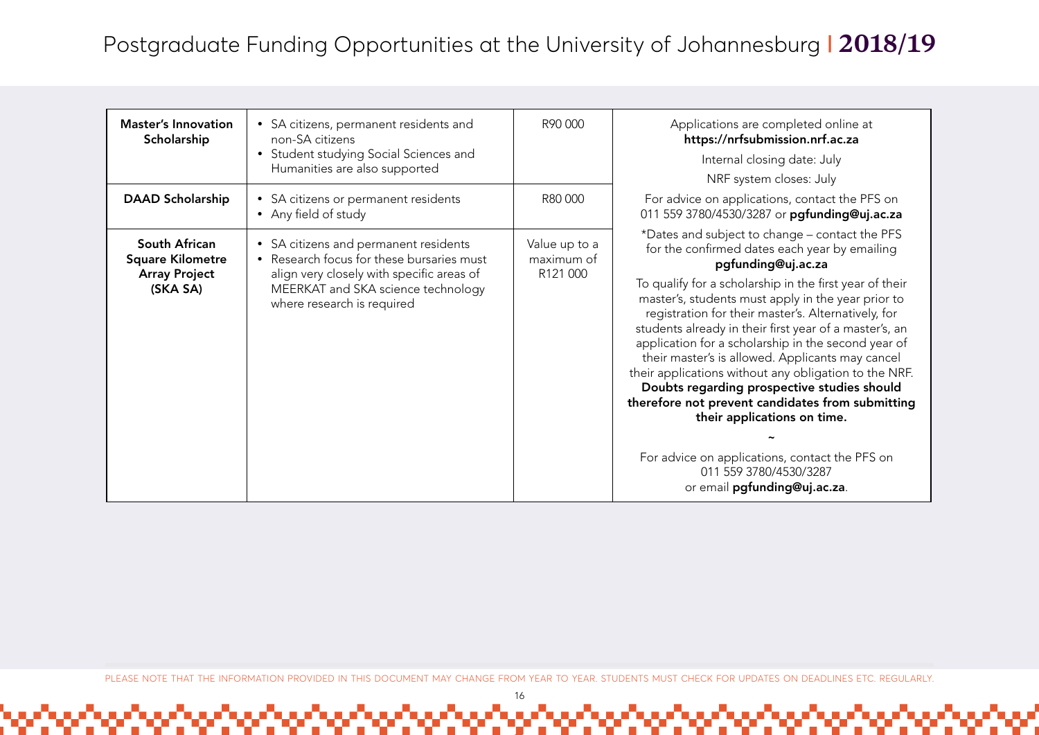| | | | |
|---|---|---|---|
| **Master's Innovation Scholarship** | • SA citizens, permanent residents and non-SA citizens<br>• Student studying Social Sciences and Humanities are also supported | R90 000 | Applications are completed online at **https://nrfsubmission.nrf.ac.za**<br>Internal closing date: July<br>NRF system closes: July<br>For advice on applications, contact the PFS on 011 559 3780/4530/3287 or **pgfunding@uj.ac.za**<br>*Dates and subject to change – contact the PFS for the confirmed dates each year by emailing **pgfunding@uj.ac.za**<br>To qualify for a scholarship in the first year of their master's, students must apply in the year prior to registration for their master's. Alternatively, for students already in their first year of a master's, an application for a scholarship in the second year of their master's is allowed. Applicants may cancel their applications without any obligation to the NRF. **Doubts regarding prospective studies should therefore not prevent candidates from submitting their applications on time.**<br>~<br>For advice on applications, contact the PFS on 011 559 3780/4530/3287 or email **pgfunding@uj.ac.za**. |
| **DAAD Scholarship** | • SA citizens or permanent residents<br>• Any field of study | R80 000 | |
| **South African Square Kilometre Array Project (SKA SA)** | • SA citizens and permanent residents<br>• Research focus for these bursaries must align very closely with specific areas of MEERKAT and SKA science technology where research is required | Value up to a maximum of R121 000 | |

PLEASE NOTE THAT THE INFORMATION PROVIDED IN THIS DOCUMENT MAY CHANGE FROM YEAR TO YEAR. STUDENTS MUST CHECK FOR UPDATES ON DEADLINES ETC. REGULARLY.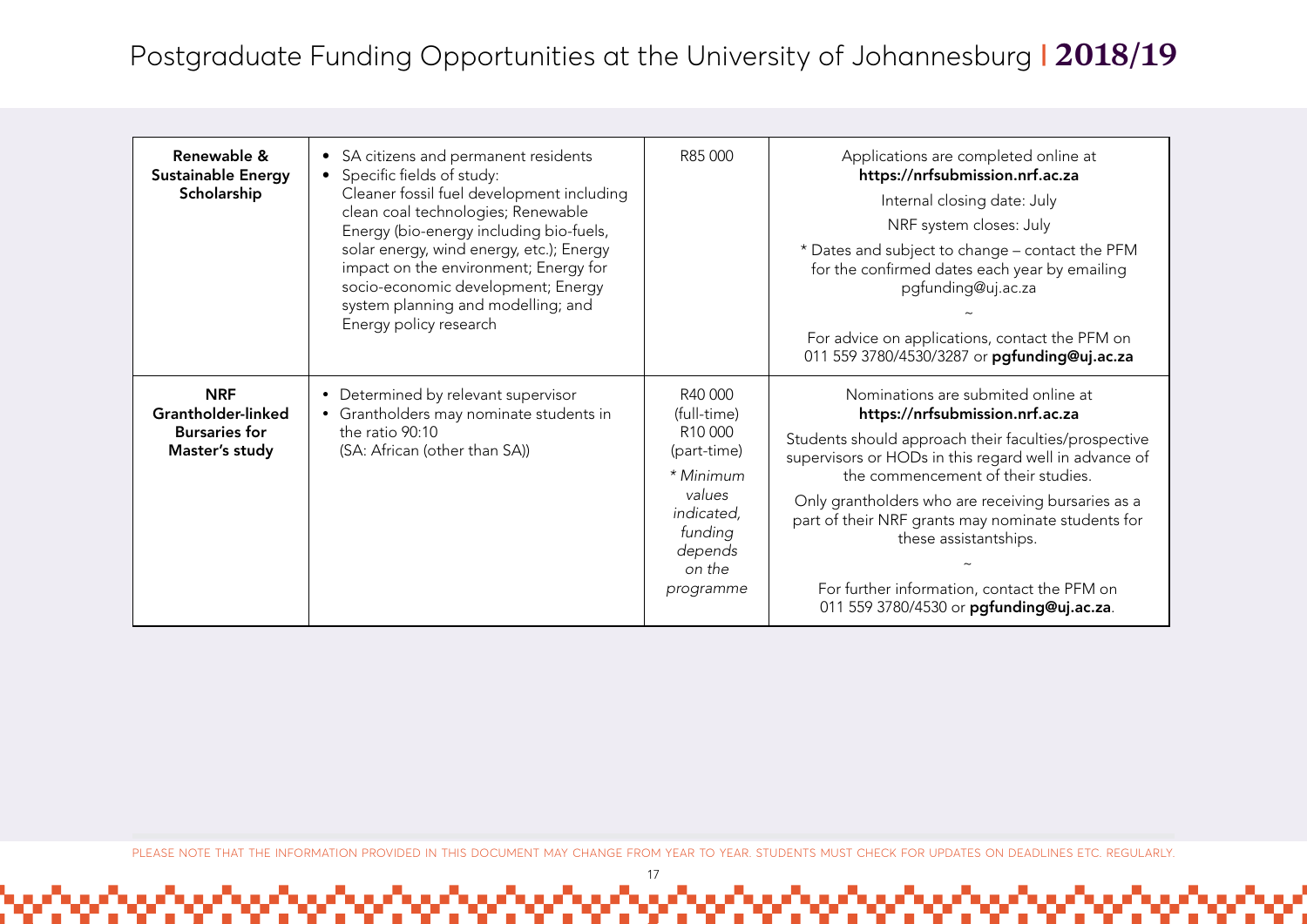| | | | |
|---|---|---|---|
| **Renewable & Sustainable Energy Scholarship** | • SA citizens and permanent residents<br>• Specific fields of study: Cleaner fossil fuel development including clean coal technologies; Renewable Energy (bio-energy including bio-fuels, solar energy, wind energy, etc.); Energy impact on the environment; Energy for socio-economic development; Energy system planning and modelling; and Energy policy research | R85 000 | Applications are completed online at **https://nrfsubmission.nrf.ac.za**<br>Internal closing date: July<br>NRF system closes: July<br>* Dates and subject to change – contact the PFM for the confirmed dates each year by emailing pgfunding@uj.ac.za<br>~<br>For advice on applications, contact the PFM on 011 559 3780/4530/3287 or **pgfunding@uj.ac.za** |
| **NRF Grantholder-linked Bursaries for Master's study** | • Determined by relevant supervisor<br>• Grantholders may nominate students in the ratio 90:10 (SA: African (other than SA)) | R40 000 (full-time)<br>R10 000 (part-time)<br>*\* Minimum values indicated, funding depends on the programme* | Nominations are submited online at **https://nrfsubmission.nrf.ac.za**<br>Students should approach their faculties/prospective supervisors or HODs in this regard well in advance of the commencement of their studies.<br>Only grantholders who are receiving bursaries as a part of their NRF grants may nominate students for these assistantships.<br>~<br>For further information, contact the PFM on 011 559 3780/4530 or **pgfunding@uj.ac.za**. |

PLEASE NOTE THAT THE INFORMATION PROVIDED IN THIS DOCUMENT MAY CHANGE FROM YEAR TO YEAR. STUDENTS MUST CHECK FOR UPDATES ON DEADLINES ETC. REGULARLY.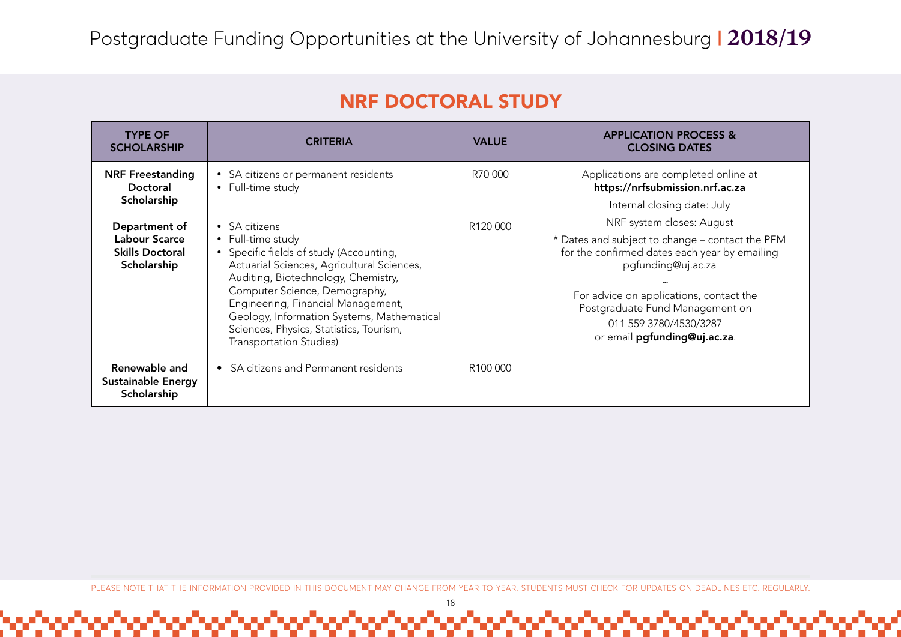## NRF DOCTORAL STUDY

| TYPE OF SCHOLARSHIP | CRITERIA | VALUE | APPLICATION PROCESS & CLOSING DATES |
|---|---|---|---|
| **NRF Freestanding Doctoral Scholarship** | • SA citizens or permanent residents<br>• Full-time study | R70 000 | Applications are completed online at **https://nrfsubmission.nrf.ac.za**<br>Internal closing date: July<br>NRF system closes: August<br>* Dates and subject to change – contact the PFM for the confirmed dates each year by emailing pgfunding@uj.ac.za<br>~<br>For advice on applications, contact the Postgraduate Fund Management on 011 559 3780/4530/3287 or email **pgfunding@uj.ac.za**. |
| **Department of Labour Scarce Skills Doctoral Scholarship** | • SA citizens<br>• Full-time study<br>• Specific fields of study (Accounting, Actuarial Sciences, Agricultural Sciences, Auditing, Biotechnology, Chemistry, Computer Science, Demography, Engineering, Financial Management, Geology, Information Systems, Mathematical Sciences, Physics, Statistics, Tourism, Transportation Studies) | R120 000 | |
| **Renewable and Sustainable Energy Scholarship** | • SA citizens and Permanent residents | R100 000 | |

PLEASE NOTE THAT THE INFORMATION PROVIDED IN THIS DOCUMENT MAY CHANGE FROM YEAR TO YEAR. STUDENTS MUST CHECK FOR UPDATES ON DEADLINES ETC. REGULARLY.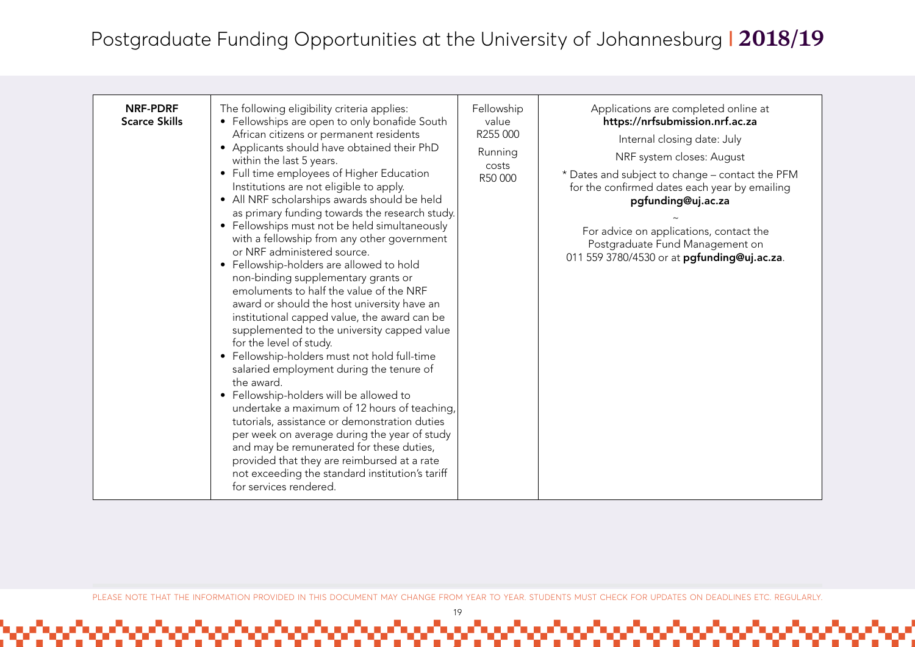| NRF-PDRF Scarce Skills | The following eligibility criteria applies:<br>• Fellowships are open to only bonafide South African citizens or permanent residents<br>• Applicants should have obtained their PhD within the last 5 years.<br>• Full time employees of Higher Education Institutions are not eligible to apply.<br>• All NRF scholarships awards should be held as primary funding towards the research study.<br>• Fellowships must not be held simultaneously with a fellowship from any other government or NRF administered source.<br>• Fellowship-holders are allowed to hold non-binding supplementary grants or emoluments to half the value of the NRF award or should the host university have an institutional capped value, the award can be supplemented to the university capped value for the level of study.<br>• Fellowship-holders must not hold full-time salaried employment during the tenure of the award.<br>• Fellowship-holders will be allowed to undertake a maximum of 12 hours of teaching, tutorials, assistance or demonstration duties per week on average during the year of study and may be remunerated for these duties, provided that they are reimbursed at a rate not exceeding the standard institution's tariff for services rendered. | Fellowship value R255 000<br><br>Running costs R50 000 | Applications are completed online at **https://nrfsubmission.nrf.ac.za**<br><br>Internal closing date: July<br><br>NRF system closes: August<br><br>* Dates and subject to change – contact the PFM for the confirmed dates each year by emailing **pgfunding@uj.ac.za**<br><br>~<br><br>For advice on applications, contact the Postgraduate Fund Management on 011 559 3780/4530 or at **pgfunding@uj.ac.za**. |
|---|---|---|---|

PLEASE NOTE THAT THE INFORMATION PROVIDED IN THIS DOCUMENT MAY CHANGE FROM YEAR TO YEAR. STUDENTS MUST CHECK FOR UPDATES ON DEADLINES ETC. REGULARLY.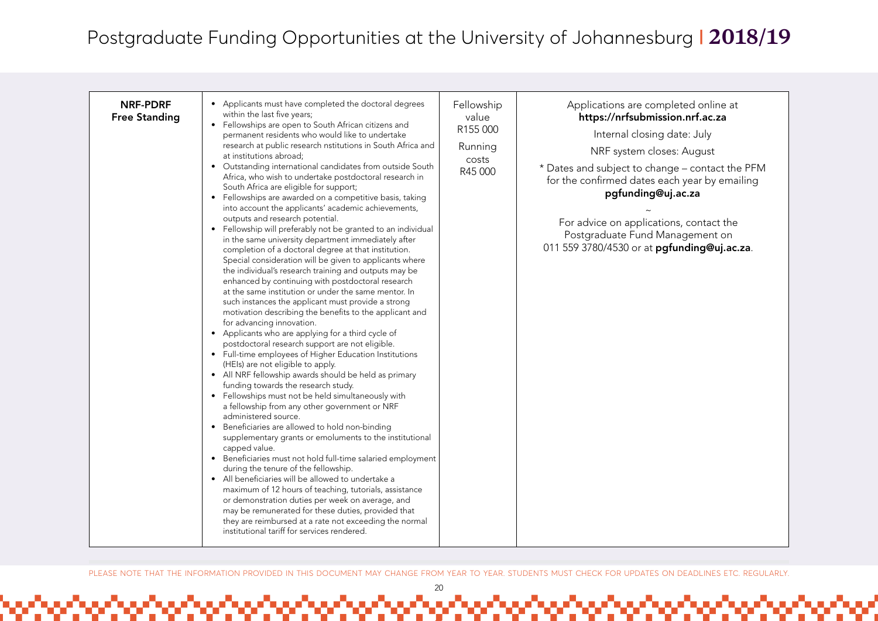| NRF-PDRF Free Standing | • Applicants must have completed the doctoral degrees within the last five years;<br>• Fellowships are open to South African citizens and permanent residents who would like to undertake research at public research nstitutions in South Africa and at institutions abroad;<br>• Outstanding international candidates from outside South Africa, who wish to undertake postdoctoral research in South Africa are eligible for support;<br>• Fellowships are awarded on a competitive basis, taking into account the applicants' academic achievements, outputs and research potential.<br>• Fellowship will preferably not be granted to an individual in the same university department immediately after completion of a doctoral degree at that institution. Special consideration will be given to applicants where the individual's research training and outputs may be enhanced by continuing with postdoctoral research at the same institution or under the same mentor. In such instances the applicant must provide a strong motivation describing the benefits to the applicant and for advancing innovation.<br>• Applicants who are applying for a third cycle of postdoctoral research support are not eligible.<br>• Full-time employees of Higher Education Institutions (HEIs) are not eligible to apply.<br>• All NRF fellowship awards should be held as primary funding towards the research study.<br>• Fellowships must not be held simultaneously with a fellowship from any other government or NRF administered source.<br>• Beneficiaries are allowed to hold non-binding supplementary grants or emoluments to the institutional capped value.<br>• Beneficiaries must not hold full-time salaried employment during the tenure of the fellowship.<br>• All beneficiaries will be allowed to undertake a maximum of 12 hours of teaching, tutorials, assistance or demonstration duties per week on average, and may be remunerated for these duties, provided that they are reimbursed at a rate not exceeding the normal institutional tariff for services rendered. | Fellowship value R155 000<br><br>Running costs R45 000 | Applications are completed online at **https://nrfsubmission.nrf.ac.za**<br><br>Internal closing date: July<br><br>NRF system closes: August<br><br>* Dates and subject to change – contact the PFM for the confirmed dates each year by emailing **pgfunding@uj.ac.za**<br><br>~<br><br>For advice on applications, contact the Postgraduate Fund Management on 011 559 3780/4530 or at **pgfunding@uj.ac.za**. |
|---|---|---|---|

PLEASE NOTE THAT THE INFORMATION PROVIDED IN THIS DOCUMENT MAY CHANGE FROM YEAR TO YEAR. STUDENTS MUST CHECK FOR UPDATES ON DEADLINES ETC. REGULARLY.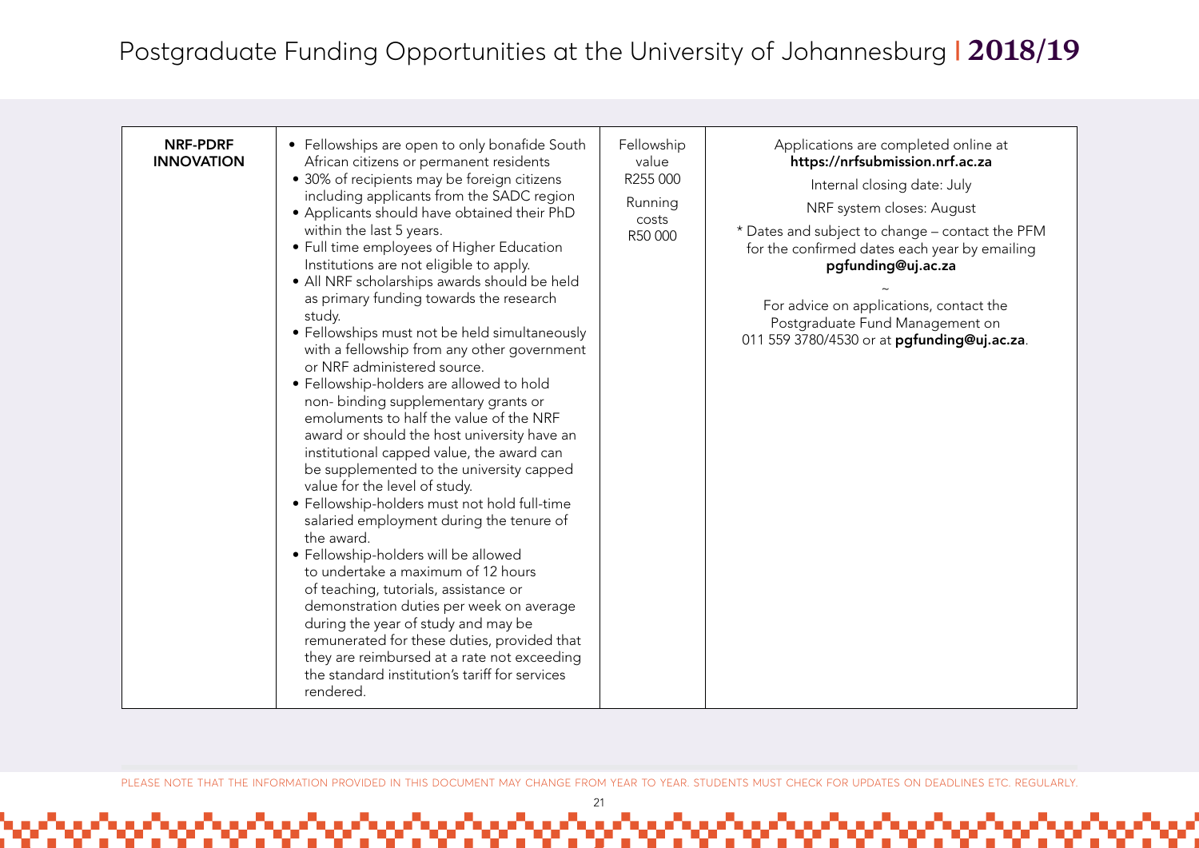| NRF-PDRF INNOVATION | • Fellowships are open to only bonafide South African citizens or permanent residents<br>• 30% of recipients may be foreign citizens including applicants from the SADC region<br>• Applicants should have obtained their PhD within the last 5 years.<br>• Full time employees of Higher Education Institutions are not eligible to apply.<br>• All NRF scholarships awards should be held as primary funding towards the research study.<br>• Fellowships must not be held simultaneously with a fellowship from any other government or NRF administered source.<br>• Fellowship-holders are allowed to hold non- binding supplementary grants or emoluments to half the value of the NRF award or should the host university have an institutional capped value, the award can be supplemented to the university capped value for the level of study.<br>• Fellowship-holders must not hold full-time salaried employment during the tenure of the award.<br>• Fellowship-holders will be allowed to undertake a maximum of 12 hours of teaching, tutorials, assistance or demonstration duties per week on average during the year of study and may be remunerated for these duties, provided that they are reimbursed at a rate not exceeding the standard institution's tariff for services rendered. | Fellowship value R255 000<br><br>Running costs R50 000 | Applications are completed online at **https://nrfsubmission.nrf.ac.za**<br><br>Internal closing date: July<br><br>NRF system closes: August<br><br>* Dates and subject to change – contact the PFM for the confirmed dates each year by emailing **pgfunding@uj.ac.za**<br><br>~<br><br>For advice on applications, contact the Postgraduate Fund Management on 011 559 3780/4530 or at **pgfunding@uj.ac.za**. |
|---|---|---|---|

PLEASE NOTE THAT THE INFORMATION PROVIDED IN THIS DOCUMENT MAY CHANGE FROM YEAR TO YEAR. STUDENTS MUST CHECK FOR UPDATES ON DEADLINES ETC. REGULARLY.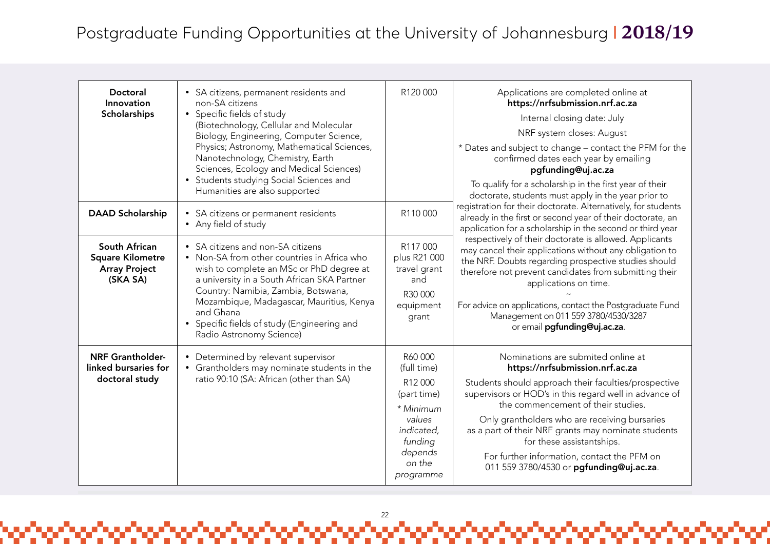# Postgraduate Funding Opportunities at the University of Johannesburg | 2018/19

| | | | |
|---|---|---|---|
| **Doctoral Innovation Scholarships** | • SA citizens, permanent residents and non-SA citizens<br>• Specific fields of study (Biotechnology, Cellular and Molecular Biology, Engineering, Computer Science, Physics; Astronomy, Mathematical Sciences, Nanotechnology, Chemistry, Earth Sciences, Ecology and Medical Sciences)<br>• Students studying Social Sciences and Humanities are also supported | R120 000 | Applications are completed online at **https://nrfsubmission.nrf.ac.za**<br>Internal closing date: July<br>NRF system closes: August<br>* Dates and subject to change – contact the PFM for the confirmed dates each year by emailing **pgfunding@uj.ac.za**<br>To qualify for a scholarship in the first year of their doctorate, students must apply in the year prior to registration for their doctorate. Alternatively, for students already in the first or second year of their doctorate, an application for a scholarship in the second or third year respectively of their doctorate is allowed. Applicants may cancel their applications without any obligation to the NRF. Doubts regarding prospective studies should therefore not prevent candidates from submitting their applications on time.<br>~<br>For advice on applications, contact the Postgraduate Fund Management on 011 559 3780/4530/3287 or email **pgfunding@uj.ac.za**. |
| **DAAD Scholarship** | • SA citizens or permanent residents<br>• Any field of study | R110 000 | |
| **South African Square Kilometre Array Project (SKA SA)** | • SA citizens and non-SA citizens<br>• Non-SA from other countries in Africa who wish to complete an MSc or PhD degree at a university in a South African SKA Partner Country: Namibia, Zambia, Botswana, Mozambique, Madagascar, Mauritius, Kenya and Ghana<br>• Specific fields of study (Engineering and Radio Astronomy Science) | R117 000 plus R21 000 travel grant and<br>R30 000 equipment grant | |
| **NRF Grantholder-linked bursaries for doctoral study** | • Determined by relevant supervisor<br>• Grantholders may nominate students in the ratio 90:10 (SA: African (other than SA) | R60 000 (full time)<br>R12 000 (part time)<br>*\* Minimum values indicated, funding depends on the programme* | Nominations are submited online at **https://nrfsubmission.nrf.ac.za**<br>Students should approach their faculties/prospective supervisors or HOD's in this regard well in advance of the commencement of their studies.<br>Only grantholders who are receiving bursaries as a part of their NRF grants may nominate students for these assistantships.<br>For further information, contact the PFM on 011 559 3780/4530 or **pgfunding@uj.ac.za**. |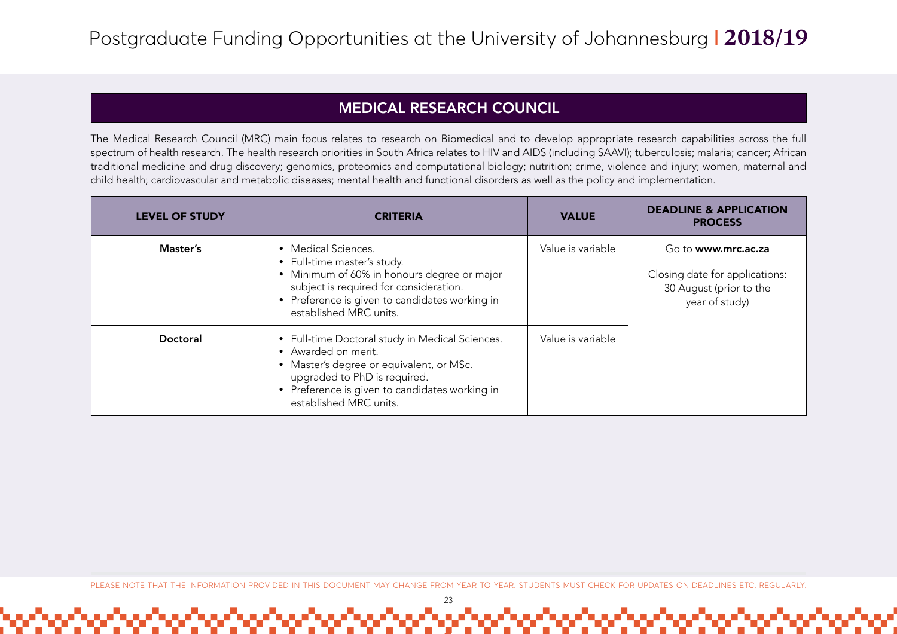## MEDICAL RESEARCH COUNCIL

The Medical Research Council (MRC) main focus relates to research on Biomedical and to develop appropriate research capabilities across the full spectrum of health research. The health research priorities in South Africa relates to HIV and AIDS (including SAAVI); tuberculosis; malaria; cancer; African traditional medicine and drug discovery; genomics, proteomics and computational biology; nutrition; crime, violence and injury; women, maternal and child health; cardiovascular and metabolic diseases; mental health and functional disorders as well as the policy and implementation.

| LEVEL OF STUDY | CRITERIA | VALUE | DEADLINE & APPLICATION PROCESS |
|---|---|---|---|
| **Master's** | • Medical Sciences.<br>• Full-time master's study.<br>• Minimum of 60% in honours degree or major subject is required for consideration.<br>• Preference is given to candidates working in established MRC units. | Value is variable | Go to **www.mrc.ac.za**<br><br>Closing date for applications: 30 August (prior to the year of study) |
| **Doctoral** | • Full-time Doctoral study in Medical Sciences.<br>• Awarded on merit.<br>• Master's degree or equivalent, or MSc. upgraded to PhD is required.<br>• Preference is given to candidates working in established MRC units. | Value is variable | |

PLEASE NOTE THAT THE INFORMATION PROVIDED IN THIS DOCUMENT MAY CHANGE FROM YEAR TO YEAR. STUDENTS MUST CHECK FOR UPDATES ON DEADLINES ETC. REGULARLY.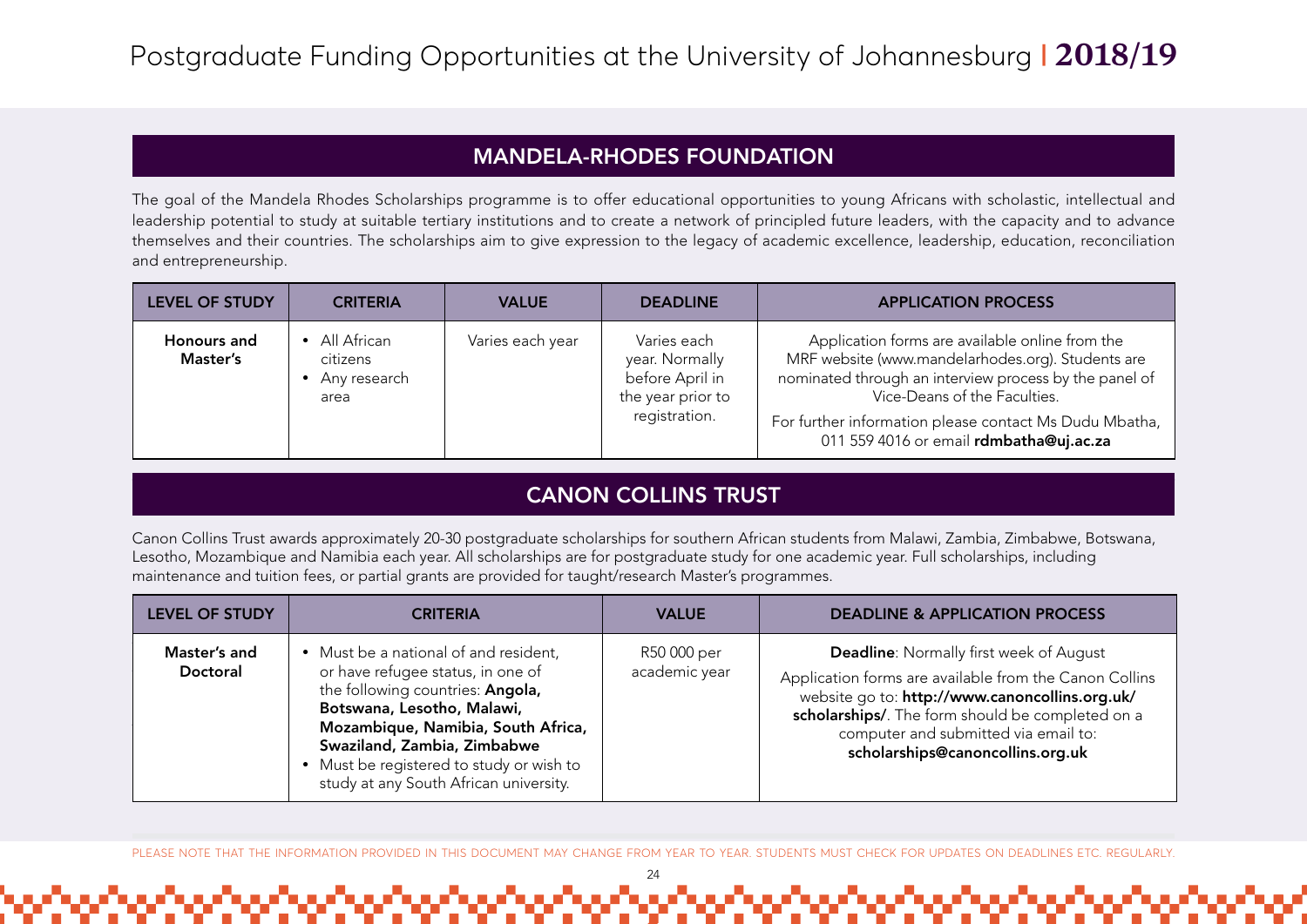## MANDELA-RHODES FOUNDATION

The goal of the Mandela Rhodes Scholarships programme is to offer educational opportunities to young Africans with scholastic, intellectual and leadership potential to study at suitable tertiary institutions and to create a network of principled future leaders, with the capacity and to advance themselves and their countries. The scholarships aim to give expression to the legacy of academic excellence, leadership, education, reconciliation and entrepreneurship.

| LEVEL OF STUDY | CRITERIA | VALUE | DEADLINE | APPLICATION PROCESS |
|---|---|---|---|---|
| **Honours and Master's** | • All African citizens<br>• Any research area | Varies each year | Varies each year. Normally before April in the year prior to registration. | Application forms are available online from the MRF website (www.mandelarhodes.org). Students are nominated through an interview process by the panel of Vice-Deans of the Faculties.<br>For further information please contact Ms Dudu Mbatha, 011 559 4016 or email **rdmbatha@uj.ac.za** |

## CANON COLLINS TRUST

Canon Collins Trust awards approximately 20-30 postgraduate scholarships for southern African students from Malawi, Zambia, Zimbabwe, Botswana, Lesotho, Mozambique and Namibia each year. All scholarships are for postgraduate study for one academic year. Full scholarships, including maintenance and tuition fees, or partial grants are provided for taught/research Master's programmes.

| LEVEL OF STUDY | CRITERIA | VALUE | DEADLINE & APPLICATION PROCESS |
|---|---|---|---|
| **Master's and Doctoral** | • Must be a national of and resident, or have refugee status, in one of the following countries: **Angola, Botswana, Lesotho, Malawi, Mozambique, Namibia, South Africa, Swaziland, Zambia, Zimbabwe**<br>• Must be registered to study or wish to study at any South African university. | R50 000 per academic year | **Deadline**: Normally first week of August<br>Application forms are available from the Canon Collins website go to: **http://www.canoncollins.org.uk/scholarships/**. The form should be completed on a computer and submitted via email to: **scholarships@canoncollins.org.uk** |

PLEASE NOTE THAT THE INFORMATION PROVIDED IN THIS DOCUMENT MAY CHANGE FROM YEAR TO YEAR. STUDENTS MUST CHECK FOR UPDATES ON DEADLINES ETC. REGULARLY.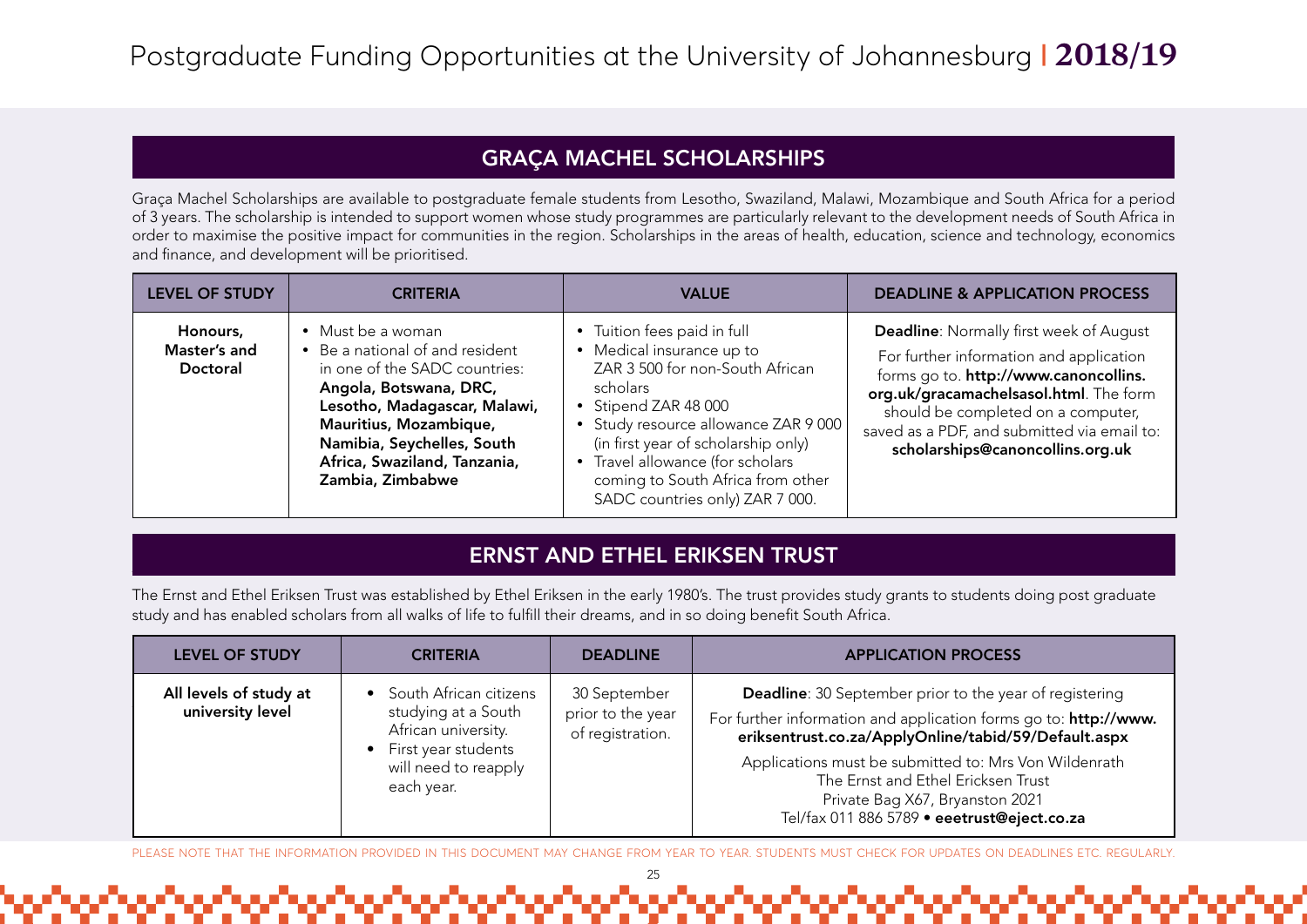## GRAÇA MACHEL SCHOLARSHIPS

Graça Machel Scholarships are available to postgraduate female students from Lesotho, Swaziland, Malawi, Mozambique and South Africa for a period of 3 years. The scholarship is intended to support women whose study programmes are particularly relevant to the development needs of South Africa in order to maximise the positive impact for communities in the region. Scholarships in the areas of health, education, science and technology, economics and finance, and development will be prioritised.

| LEVEL OF STUDY | CRITERIA | VALUE | DEADLINE & APPLICATION PROCESS |
|---|---|---|---|
| **Honours, Master's and Doctoral** | • Must be a woman<br>• Be a national of and resident in one of the SADC countries: **Angola, Botswana, DRC, Lesotho, Madagascar, Malawi, Mauritius, Mozambique, Namibia, Seychelles, South Africa, Swaziland, Tanzania, Zambia, Zimbabwe** | • Tuition fees paid in full<br>• Medical insurance up to ZAR 3 500 for non-South African scholars<br>• Stipend ZAR 48 000<br>• Study resource allowance ZAR 9 000 (in first year of scholarship only)<br>• Travel allowance (for scholars coming to South Africa from other SADC countries only) ZAR 7 000. | **Deadline**: Normally first week of August<br>For further information and application forms go to. **http://www.canoncollins.org.uk/gracamachelsasol.html**. The form should be completed on a computer, saved as a PDF, and submitted via email to: **scholarships@canoncollins.org.uk** |

## ERNST AND ETHEL ERIKSEN TRUST

The Ernst and Ethel Eriksen Trust was established by Ethel Eriksen in the early 1980's. The trust provides study grants to students doing post graduate study and has enabled scholars from all walks of life to fulfill their dreams, and in so doing benefit South Africa.

| LEVEL OF STUDY | CRITERIA | DEADLINE | APPLICATION PROCESS |
|---|---|---|---|
| **All levels of study at university level** | • South African citizens studying at a South African university.<br>• First year students will need to reapply each year. | 30 September prior to the year of registration. | **Deadline**: 30 September prior to the year of registering<br>For further information and application forms go to: **http://www.eriksentrust.co.za/ApplyOnline/tabid/59/Default.aspx**<br>Applications must be submitted to: Mrs Von Wildenrath<br>The Ernst and Ethel Ericksen Trust<br>Private Bag X67, Bryanston 2021<br>Tel/fax 011 886 5789 • **eeetrust@eject.co.za** |

PLEASE NOTE THAT THE INFORMATION PROVIDED IN THIS DOCUMENT MAY CHANGE FROM YEAR TO YEAR. STUDENTS MUST CHECK FOR UPDATES ON DEADLINES ETC. REGULARLY.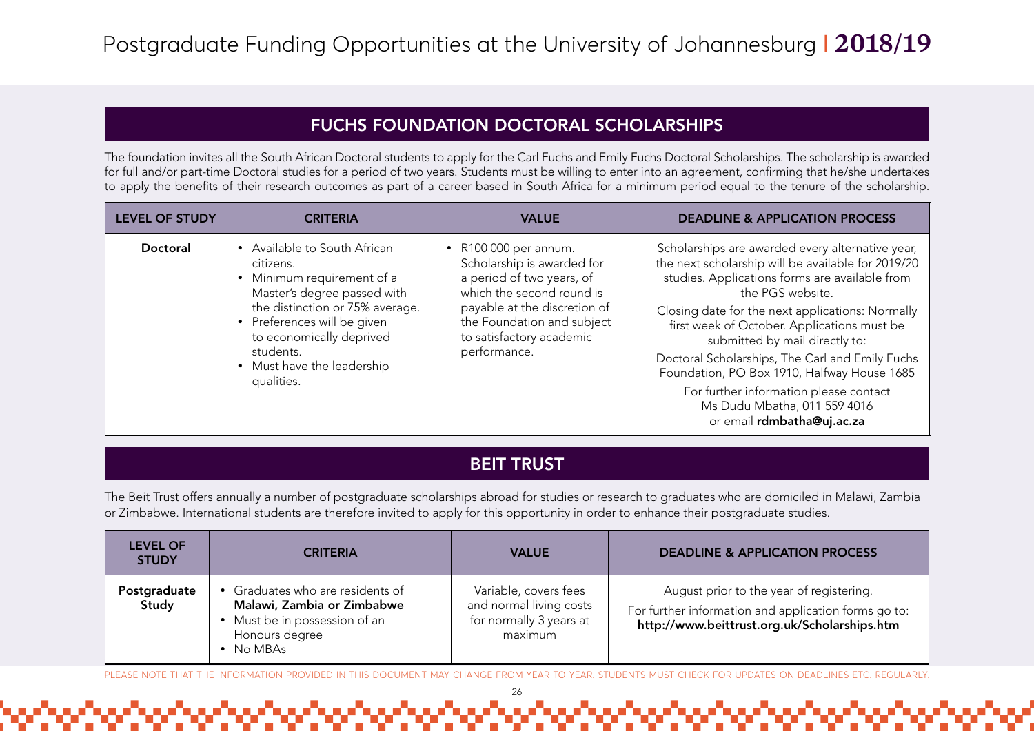## FUCHS FOUNDATION DOCTORAL SCHOLARSHIPS

The foundation invites all the South African Doctoral students to apply for the Carl Fuchs and Emily Fuchs Doctoral Scholarships. The scholarship is awarded for full and/or part-time Doctoral studies for a period of two years. Students must be willing to enter into an agreement, confirming that he/she undertakes to apply the benefits of their research outcomes as part of a career based in South Africa for a minimum period equal to the tenure of the scholarship.

| LEVEL OF STUDY | CRITERIA | VALUE | DEADLINE & APPLICATION PROCESS |
|---|---|---|---|
| **Doctoral** | • Available to South African citizens.<br>• Minimum requirement of a Master's degree passed with the distinction or 75% average.<br>• Preferences will be given to economically deprived students.<br>• Must have the leadership qualities. | • R100 000 per annum. Scholarship is awarded for a period of two years, of which the second round is payable at the discretion of the Foundation and subject to satisfactory academic performance. | Scholarships are awarded every alternative year, the next scholarship will be available for 2019/20 studies. Applications forms are available from the PGS website.<br>Closing date for the next applications: Normally first week of October. Applications must be submitted by mail directly to:<br>Doctoral Scholarships, The Carl and Emily Fuchs Foundation, PO Box 1910, Halfway House 1685<br>For further information please contact Ms Dudu Mbatha, 011 559 4016 or email **rdmbatha@uj.ac.za** |

## BEIT TRUST

The Beit Trust offers annually a number of postgraduate scholarships abroad for studies or research to graduates who are domiciled in Malawi, Zambia or Zimbabwe. International students are therefore invited to apply for this opportunity in order to enhance their postgraduate studies.

| LEVEL OF STUDY | CRITERIA | VALUE | DEADLINE & APPLICATION PROCESS |
|---|---|---|---|
| **Postgraduate Study** | • Graduates who are residents of **Malawi, Zambia or Zimbabwe**<br>• Must be in possession of an Honours degree<br>• No MBAs | Variable, covers fees and normal living costs for normally 3 years at maximum | August prior to the year of registering.<br>For further information and application forms go to: **http://www.beittrust.org.uk/Scholarships.htm** |

PLEASE NOTE THAT THE INFORMATION PROVIDED IN THIS DOCUMENT MAY CHANGE FROM YEAR TO YEAR. STUDENTS MUST CHECK FOR UPDATES ON DEADLINES ETC. REGULARLY.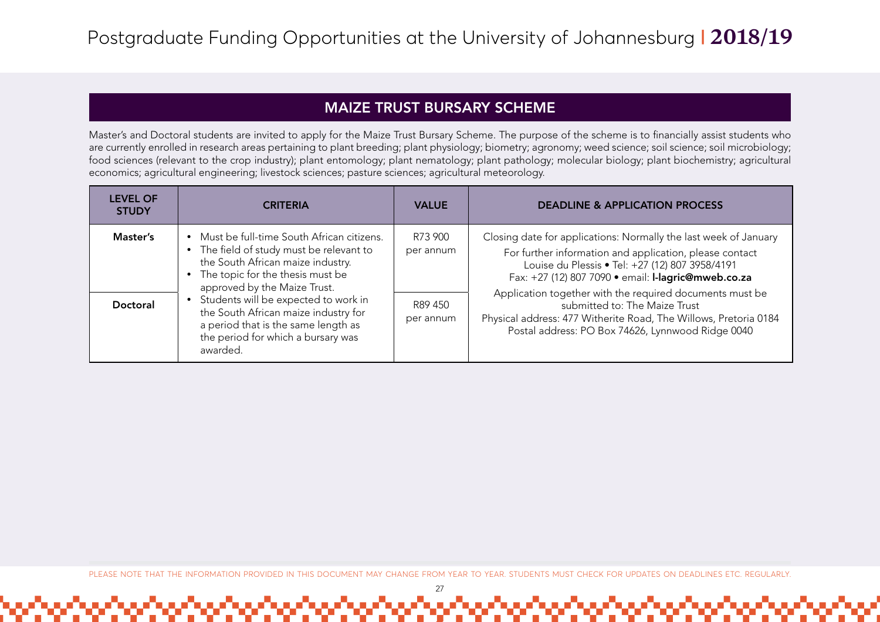## MAIZE TRUST BURSARY SCHEME

Master's and Doctoral students are invited to apply for the Maize Trust Bursary Scheme. The purpose of the scheme is to financially assist students who are currently enrolled in research areas pertaining to plant breeding; plant physiology; biometry; agronomy; weed science; soil science; soil microbiology; food sciences (relevant to the crop industry); plant entomology; plant nematology; plant pathology; molecular biology; plant biochemistry; agricultural economics; agricultural engineering; livestock sciences; pasture sciences; agricultural meteorology.

| LEVEL OF STUDY | CRITERIA | VALUE | DEADLINE & APPLICATION PROCESS |
|---|---|---|---|
| Master's | • Must be full-time South African citizens.<br>• The field of study must be relevant to the South African maize industry.<br>• The topic for the thesis must be approved by the Maize Trust.<br>• Students will be expected to work in the South African maize industry for a period that is the same length as the period for which a bursary was awarded. | R73 900 per annum | Closing date for applications: Normally the last week of January<br>For further information and application, please contact Louise du Plessis • Tel: +27 (12) 807 3958/4191<br>Fax: +27 (12) 807 7090 • email: **l-lagric@mweb.co.za**<br>Application together with the required documents must be submitted to: The Maize Trust<br>Physical address: 477 Witherite Road, The Willows, Pretoria 0184<br>Postal address: PO Box 74626, Lynnwood Ridge 0040 |
| Doctoral | | R89 450 per annum | |

PLEASE NOTE THAT THE INFORMATION PROVIDED IN THIS DOCUMENT MAY CHANGE FROM YEAR TO YEAR. STUDENTS MUST CHECK FOR UPDATES ON DEADLINES ETC. REGULARLY.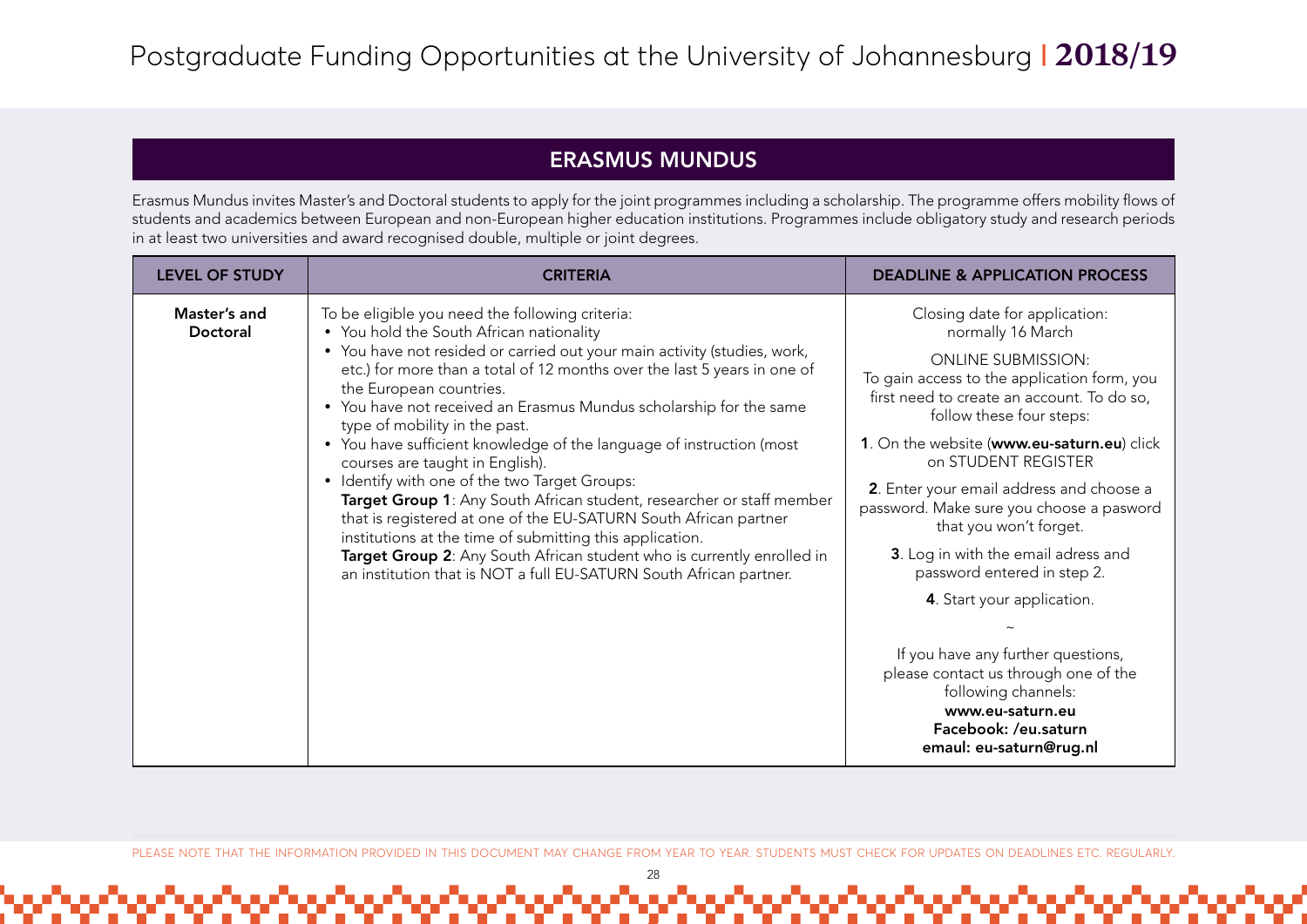## ERASMUS MUNDUS

Erasmus Mundus invites Master's and Doctoral students to apply for the joint programmes including a scholarship. The programme offers mobility flows of students and academics between European and non-European higher education institutions. Programmes include obligatory study and research periods in at least two universities and award recognised double, multiple or joint degrees.

| LEVEL OF STUDY | CRITERIA | DEADLINE & APPLICATION PROCESS |
|---|---|---|
| **Master's and Doctoral** | To be eligible you need the following criteria:<br>• You hold the South African nationality<br>• You have not resided or carried out your main activity (studies, work, etc.) for more than a total of 12 months over the last 5 years in one of the European countries.<br>• You have not received an Erasmus Mundus scholarship for the same type of mobility in the past.<br>• You have sufficient knowledge of the language of instruction (most courses are taught in English).<br>• Identify with one of the two Target Groups:<br>**Target Group 1**: Any South African student, researcher or staff member that is registered at one of the EU-SATURN South African partner institutions at the time of submitting this application.<br>**Target Group 2**: Any South African student who is currently enrolled in an institution that is NOT a full EU-SATURN South African partner. | Closing date for application: normally 16 March<br><br>ONLINE SUBMISSION:<br>To gain access to the application form, you first need to create an account. To do so, follow these four steps:<br><br>**1**. On the website (**www.eu-saturn.eu**) click on STUDENT REGISTER<br><br>**2**. Enter your email address and choose a password. Make sure you choose a pasword that you won't forget.<br><br>**3**. Log in with the email adress and password entered in step 2.<br><br>**4**. Start your application.<br><br>~<br><br>If you have any further questions, please contact us through one of the following channels:<br>**www.eu-saturn.eu**<br>**Facebook: /eu.saturn**<br>**emaul: eu-saturn@rug.nl** |

PLEASE NOTE THAT THE INFORMATION PROVIDED IN THIS DOCUMENT MAY CHANGE FROM YEAR TO YEAR. STUDENTS MUST CHECK FOR UPDATES ON DEADLINES ETC. REGULARLY.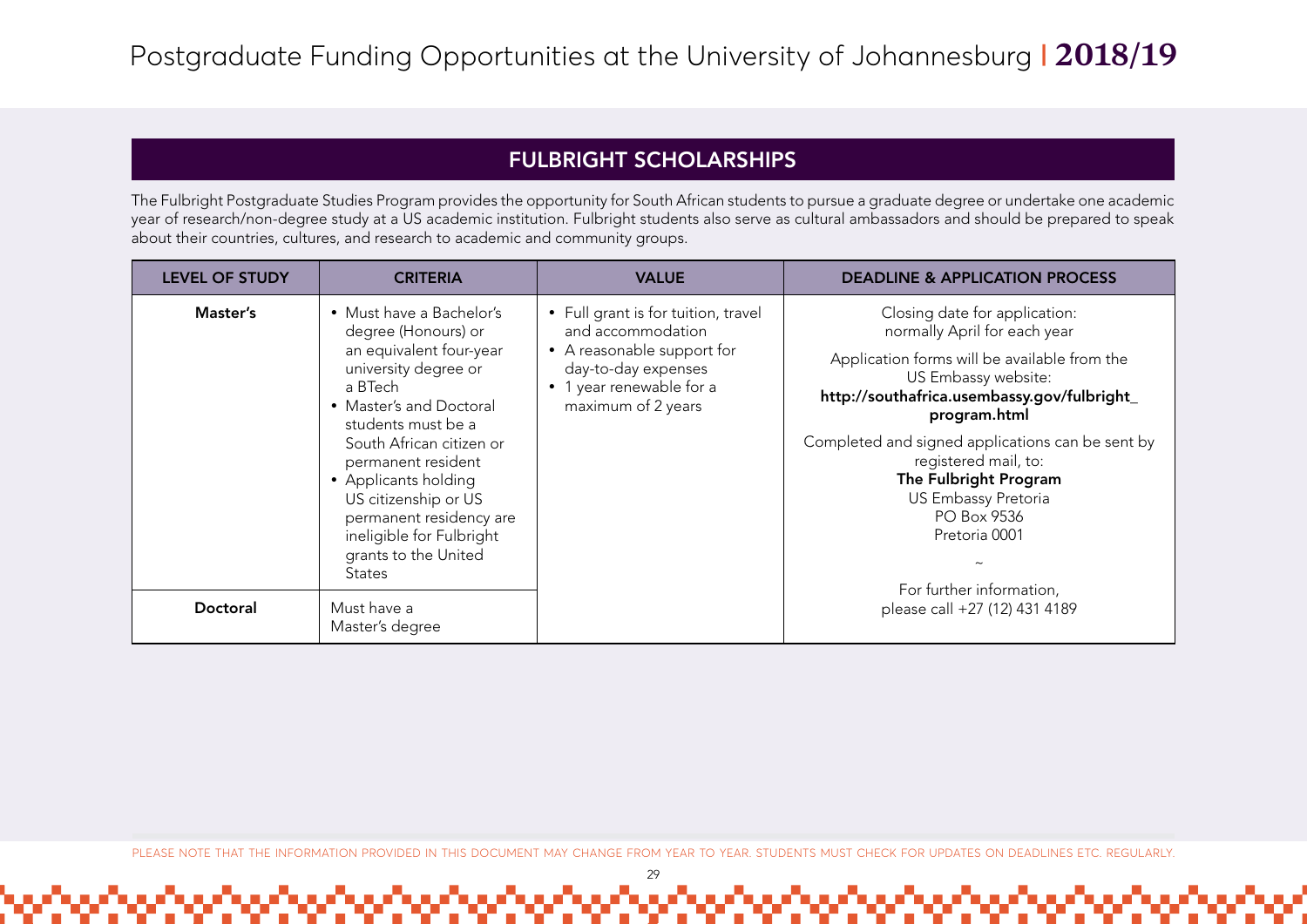## FULBRIGHT SCHOLARSHIPS

The Fulbright Postgraduate Studies Program provides the opportunity for South African students to pursue a graduate degree or undertake one academic year of research/non-degree study at a US academic institution. Fulbright students also serve as cultural ambassadors and should be prepared to speak about their countries, cultures, and research to academic and community groups.

| LEVEL OF STUDY | CRITERIA | VALUE | DEADLINE & APPLICATION PROCESS |
|---|---|---|---|
| **Master's** | • Must have a Bachelor's degree (Honours) or an equivalent four-year university degree or a BTech<br>• Master's and Doctoral students must be a South African citizen or permanent resident<br>• Applicants holding US citizenship or US permanent residency are ineligible for Fulbright grants to the United States | • Full grant is for tuition, travel and accommodation<br>• A reasonable support for day-to-day expenses<br>• 1 year renewable for a maximum of 2 years | Closing date for application: normally April for each year<br><br>Application forms will be available from the US Embassy website: **http://southafrica.usembassy.gov/fulbright_program.html**<br><br>Completed and signed applications can be sent by registered mail, to:<br>**The Fulbright Program**<br>US Embassy Pretoria<br>PO Box 9536<br>Pretoria 0001<br><br>~<br><br>For further information, please call +27 (12) 431 4189 |
| **Doctoral** | Must have a Master's degree | | |

PLEASE NOTE THAT THE INFORMATION PROVIDED IN THIS DOCUMENT MAY CHANGE FROM YEAR TO YEAR. STUDENTS MUST CHECK FOR UPDATES ON DEADLINES ETC. REGULARLY.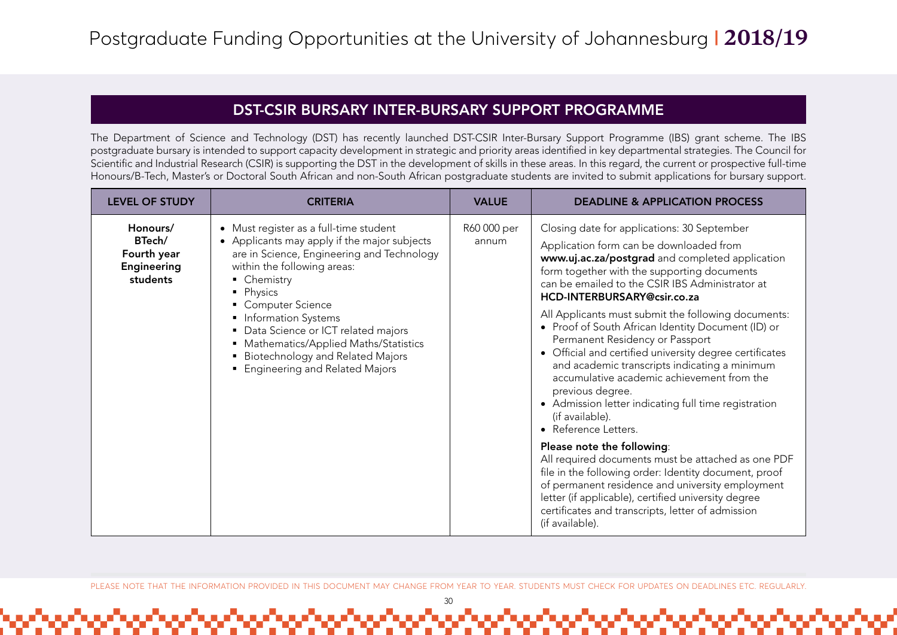## DST-CSIR BURSARY INTER-BURSARY SUPPORT PROGRAMME

The Department of Science and Technology (DST) has recently launched DST-CSIR Inter-Bursary Support Programme (IBS) grant scheme. The IBS postgraduate bursary is intended to support capacity development in strategic and priority areas identified in key departmental strategies. The Council for Scientific and Industrial Research (CSIR) is supporting the DST in the development of skills in these areas. In this regard, the current or prospective full-time Honours/B-Tech, Master's or Doctoral South African and non-South African postgraduate students are invited to submit applications for bursary support.

| LEVEL OF STUDY | CRITERIA | VALUE | DEADLINE & APPLICATION PROCESS |
|---|---|---|---|
| **Honours/ BTech/ Fourth year Engineering students** | • Must register as a full-time student<br>• Applicants may apply if the major subjects are in Science, Engineering and Technology within the following areas:<br>▪ Chemistry<br>▪ Physics<br>▪ Computer Science<br>▪ Information Systems<br>▪ Data Science or ICT related majors<br>▪ Mathematics/Applied Maths/Statistics<br>▪ Biotechnology and Related Majors<br>▪ Engineering and Related Majors | R60 000 per annum | Closing date for applications: 30 September<br><br>Application form can be downloaded from **www.uj.ac.za/postgrad** and completed application form together with the supporting documents can be emailed to the CSIR IBS Administrator at **HCD-INTERBURSARY@csir.co.za**<br><br>All Applicants must submit the following documents:<br>• Proof of South African Identity Document (ID) or Permanent Residency or Passport<br>• Official and certified university degree certificates and academic transcripts indicating a minimum accumulative academic achievement from the previous degree.<br>• Admission letter indicating full time registration (if available).<br>• Reference Letters.<br><br>**Please note the following**:<br>All required documents must be attached as one PDF file in the following order: Identity document, proof of permanent residence and university employment letter (if applicable), certified university degree certificates and transcripts, letter of admission (if available). |

PLEASE NOTE THAT THE INFORMATION PROVIDED IN THIS DOCUMENT MAY CHANGE FROM YEAR TO YEAR. STUDENTS MUST CHECK FOR UPDATES ON DEADLINES ETC. REGULARLY.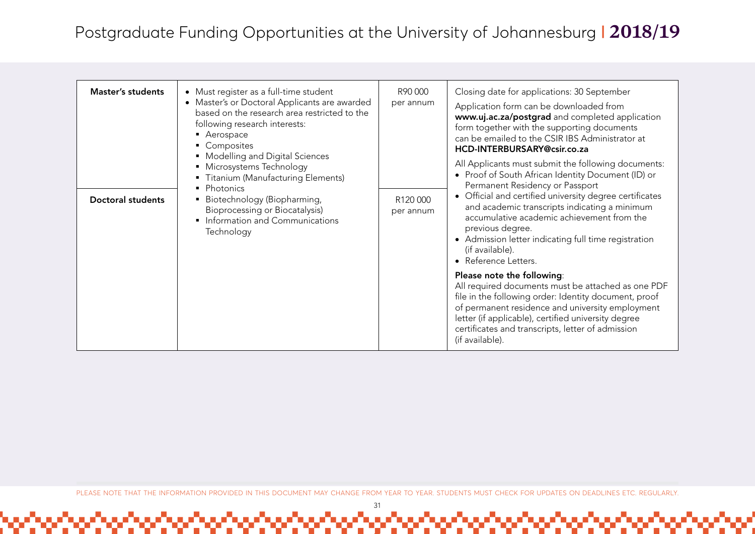| Master's students | • Must register as a full-time student<br>• Master's or Doctoral Applicants are awarded based on the research area restricted to the following research interests:<br>▪ Aerospace<br>▪ Composites<br>▪ Modelling and Digital Sciences<br>▪ Microsystems Technology<br>▪ Titanium (Manufacturing Elements)<br>▪ Photonics<br>▪ Biotechnology (Biopharming, Bioprocessing or Biocatalysis)<br>▪ Information and Communications Technology | R90 000 per annum | Closing date for applications: 30 September<br><br>Application form can be downloaded from **www.uj.ac.za/postgrad** and completed application form together with the supporting documents can be emailed to the CSIR IBS Administrator at **HCD-INTERBURSARY@csir.co.za**<br><br>All Applicants must submit the following documents:<br>• Proof of South African Identity Document (ID) or Permanent Residency or Passport<br>• Official and certified university degree certificates and academic transcripts indicating a minimum accumulative academic achievement from the previous degree.<br>• Admission letter indicating full time registration (if available).<br>• Reference Letters.<br><br>**Please note the following**:<br>All required documents must be attached as one PDF file in the following order: Identity document, proof of permanent residence and university employment letter (if applicable), certified university degree certificates and transcripts, letter of admission (if available). |
|---|---|---|---|
| Doctoral students | | R120 000 per annum | |

PLEASE NOTE THAT THE INFORMATION PROVIDED IN THIS DOCUMENT MAY CHANGE FROM YEAR TO YEAR. STUDENTS MUST CHECK FOR UPDATES ON DEADLINES ETC. REGULARLY.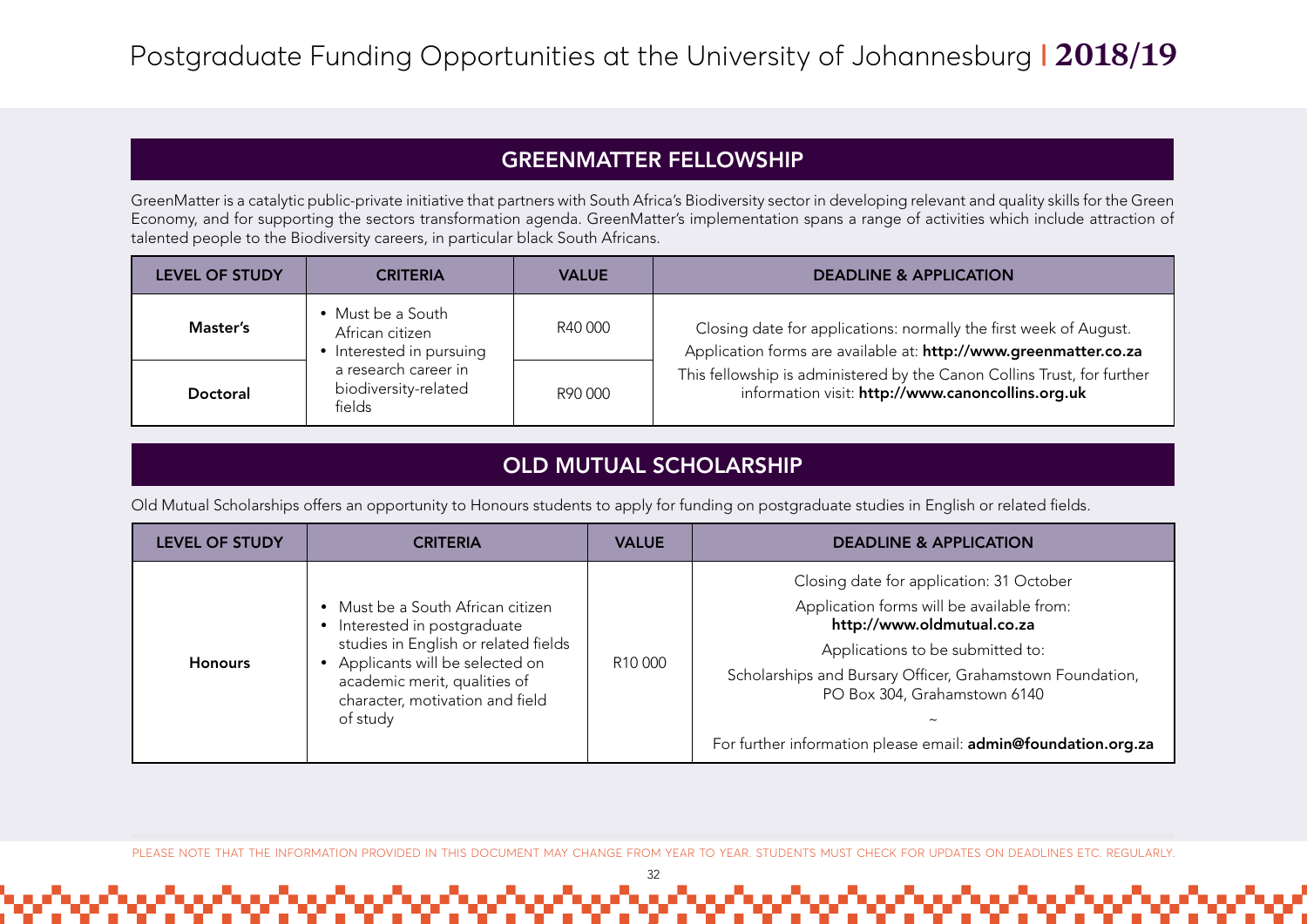## GREENMATTER FELLOWSHIP

GreenMatter is a catalytic public-private initiative that partners with South Africa's Biodiversity sector in developing relevant and quality skills for the Green Economy, and for supporting the sectors transformation agenda. GreenMatter's implementation spans a range of activities which include attraction of talented people to the Biodiversity careers, in particular black South Africans.

| LEVEL OF STUDY | CRITERIA | VALUE | DEADLINE & APPLICATION |
|---|---|---|---|
| **Master's** | • Must be a South African citizen<br>• Interested in pursuing a research career in biodiversity-related fields | R40 000 | Closing date for applications: normally the first week of August.<br>Application forms are available at: **http://www.greenmatter.co.za**<br>This fellowship is administered by the Canon Collins Trust, for further information visit: **http://www.canoncollins.org.uk** |
| **Doctoral** | | R90 000 | |

## OLD MUTUAL SCHOLARSHIP

Old Mutual Scholarships offers an opportunity to Honours students to apply for funding on postgraduate studies in English or related fields.

| LEVEL OF STUDY | CRITERIA | VALUE | DEADLINE & APPLICATION |
|---|---|---|---|
| **Honours** | • Must be a South African citizen<br>• Interested in postgraduate studies in English or related fields<br>• Applicants will be selected on academic merit, qualities of character, motivation and field of study | R10 000 | Closing date for application: 31 October<br>Application forms will be available from: **http://www.oldmutual.co.za**<br>Applications to be submitted to:<br>Scholarships and Bursary Officer, Grahamstown Foundation, PO Box 304, Grahamstown 6140<br>~<br>For further information please email: **admin@foundation.org.za** |

PLEASE NOTE THAT THE INFORMATION PROVIDED IN THIS DOCUMENT MAY CHANGE FROM YEAR TO YEAR. STUDENTS MUST CHECK FOR UPDATES ON DEADLINES ETC. REGULARLY.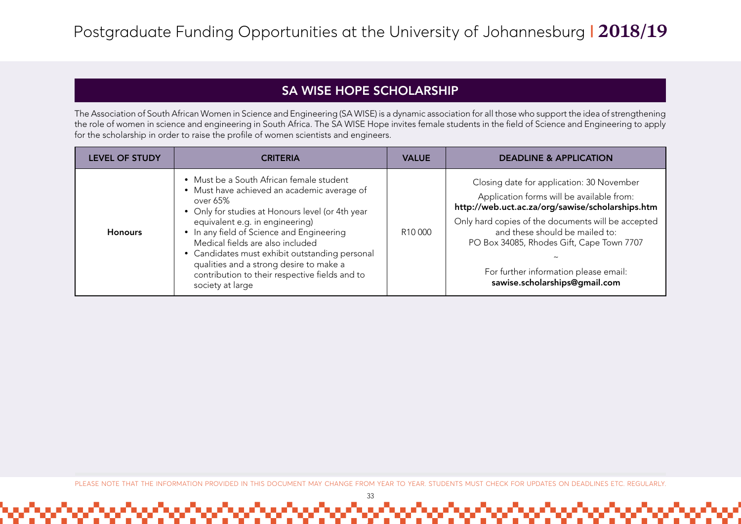## SA WISE HOPE SCHOLARSHIP

The Association of South African Women in Science and Engineering (SA WISE) is a dynamic association for all those who support the idea of strengthening the role of women in science and engineering in South Africa. The SA WISE Hope invites female students in the field of Science and Engineering to apply for the scholarship in order to raise the profile of women scientists and engineers.

| LEVEL OF STUDY | CRITERIA | VALUE | DEADLINE & APPLICATION |
|---|---|---|---|
| **Honours** | • Must be a South African female student<br>• Must have achieved an academic average of over 65%<br>• Only for studies at Honours level (or 4th year equivalent e.g. in engineering)<br>• In any field of Science and Engineering Medical fields are also included<br>• Candidates must exhibit outstanding personal qualities and a strong desire to make a contribution to their respective fields and to society at large | R10 000 | Closing date for application: 30 November<br>Application forms will be available from: **http://web.uct.ac.za/org/sawise/scholarships.htm**<br>Only hard copies of the documents will be accepted and these should be mailed to: PO Box 34085, Rhodes Gift, Cape Town 7707<br>~<br>For further information please email: **sawise.scholarships@gmail.com** |

PLEASE NOTE THAT THE INFORMATION PROVIDED IN THIS DOCUMENT MAY CHANGE FROM YEAR TO YEAR. STUDENTS MUST CHECK FOR UPDATES ON DEADLINES ETC. REGULARLY.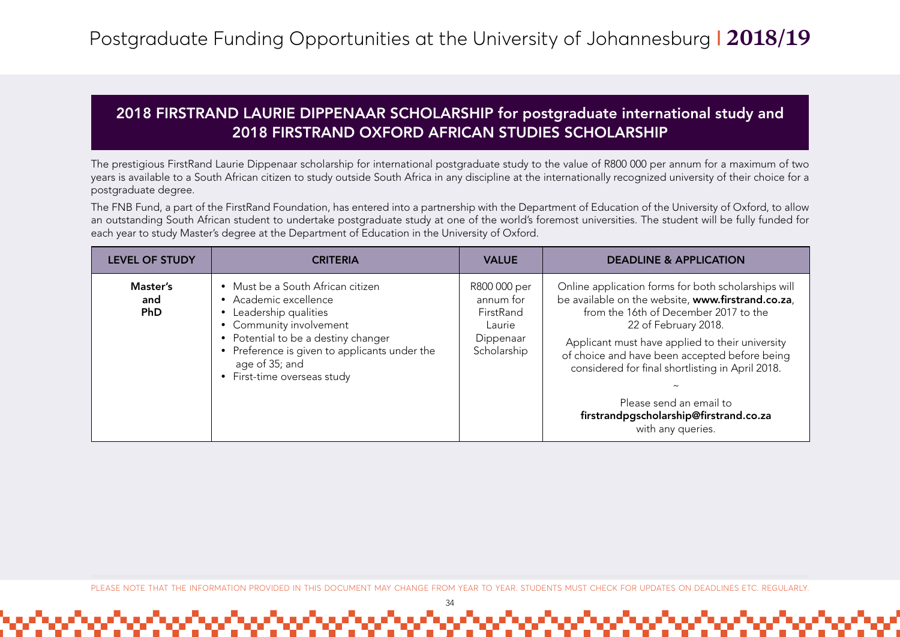## 2018 FIRSTRAND LAURIE DIPPENAAR SCHOLARSHIP for postgraduate international study and 2018 FIRSTRAND OXFORD AFRICAN STUDIES SCHOLARSHIP

The prestigious FirstRand Laurie Dippenaar scholarship for international postgraduate study to the value of R800 000 per annum for a maximum of two years is available to a South African citizen to study outside South Africa in any discipline at the internationally recognized university of their choice for a postgraduate degree.

The FNB Fund, a part of the FirstRand Foundation, has entered into a partnership with the Department of Education of the University of Oxford, to allow an outstanding South African student to undertake postgraduate study at one of the world's foremost universities. The student will be fully funded for each year to study Master's degree at the Department of Education in the University of Oxford.

| LEVEL OF STUDY | CRITERIA | VALUE | DEADLINE & APPLICATION |
|---|---|---|---|
| **Master's and PhD** | • Must be a South African citizen<br>• Academic excellence<br>• Leadership qualities<br>• Community involvement<br>• Potential to be a destiny changer<br>• Preference is given to applicants under the age of 35; and<br>• First-time overseas study | R800 000 per annum for FirstRand Laurie Dippenaar Scholarship | Online application forms for both scholarships will be available on the website, **www.firstrand.co.za**, from the 16th of December 2017 to the 22 of February 2018.<br><br>Applicant must have applied to their university of choice and have been accepted before being considered for final shortlisting in April 2018.<br><br>~<br><br>Please send an email to **firstrandpgscholarship@firstrand.co.za** with any queries. |

PLEASE NOTE THAT THE INFORMATION PROVIDED IN THIS DOCUMENT MAY CHANGE FROM YEAR TO YEAR. STUDENTS MUST CHECK FOR UPDATES ON DEADLINES ETC. REGULARLY.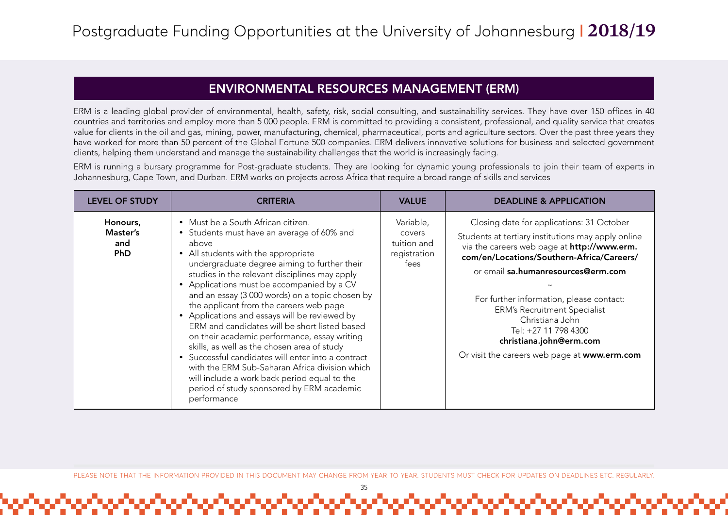## ENVIRONMENTAL RESOURCES MANAGEMENT (ERM)

ERM is a leading global provider of environmental, health, safety, risk, social consulting, and sustainability services. They have over 150 offices in 40 countries and territories and employ more than 5 000 people. ERM is committed to providing a consistent, professional, and quality service that creates value for clients in the oil and gas, mining, power, manufacturing, chemical, pharmaceutical, ports and agriculture sectors. Over the past three years they have worked for more than 50 percent of the Global Fortune 500 companies. ERM delivers innovative solutions for business and selected government clients, helping them understand and manage the sustainability challenges that the world is increasingly facing.

ERM is running a bursary programme for Post-graduate students. They are looking for dynamic young professionals to join their team of experts in Johannesburg, Cape Town, and Durban. ERM works on projects across Africa that require a broad range of skills and services

| LEVEL OF STUDY | CRITERIA | VALUE | DEADLINE & APPLICATION |
|---|---|---|---|
| **Honours, Master's and PhD** | • Must be a South African citizen.<br>• Students must have an average of 60% and above<br>• All students with the appropriate undergraduate degree aiming to further their studies in the relevant disciplines may apply<br>• Applications must be accompanied by a CV and an essay (3 000 words) on a topic chosen by the applicant from the careers web page<br>• Applications and essays will be reviewed by ERM and candidates will be short listed based on their academic performance, essay writing skills, as well as the chosen area of study<br>• Successful candidates will enter into a contract with the ERM Sub-Saharan Africa division which will include a work back period equal to the period of study sponsored by ERM academic performance | Variable, covers tuition and registration fees | Closing date for applications: 31 October<br>Students at tertiary institutions may apply online via the careers web page at **http://www.erm.com/en/Locations/Southern-Africa/Careers/**<br>or email **sa.humanresources@erm.com**<br>~<br>For further information, please contact:<br>ERM's Recruitment Specialist<br>Christiana John<br>Tel: +27 11 798 4300<br>**christiana.john@erm.com**<br>Or visit the careers web page at **www.erm.com** |

PLEASE NOTE THAT THE INFORMATION PROVIDED IN THIS DOCUMENT MAY CHANGE FROM YEAR TO YEAR. STUDENTS MUST CHECK FOR UPDATES ON DEADLINES ETC. REGULARLY.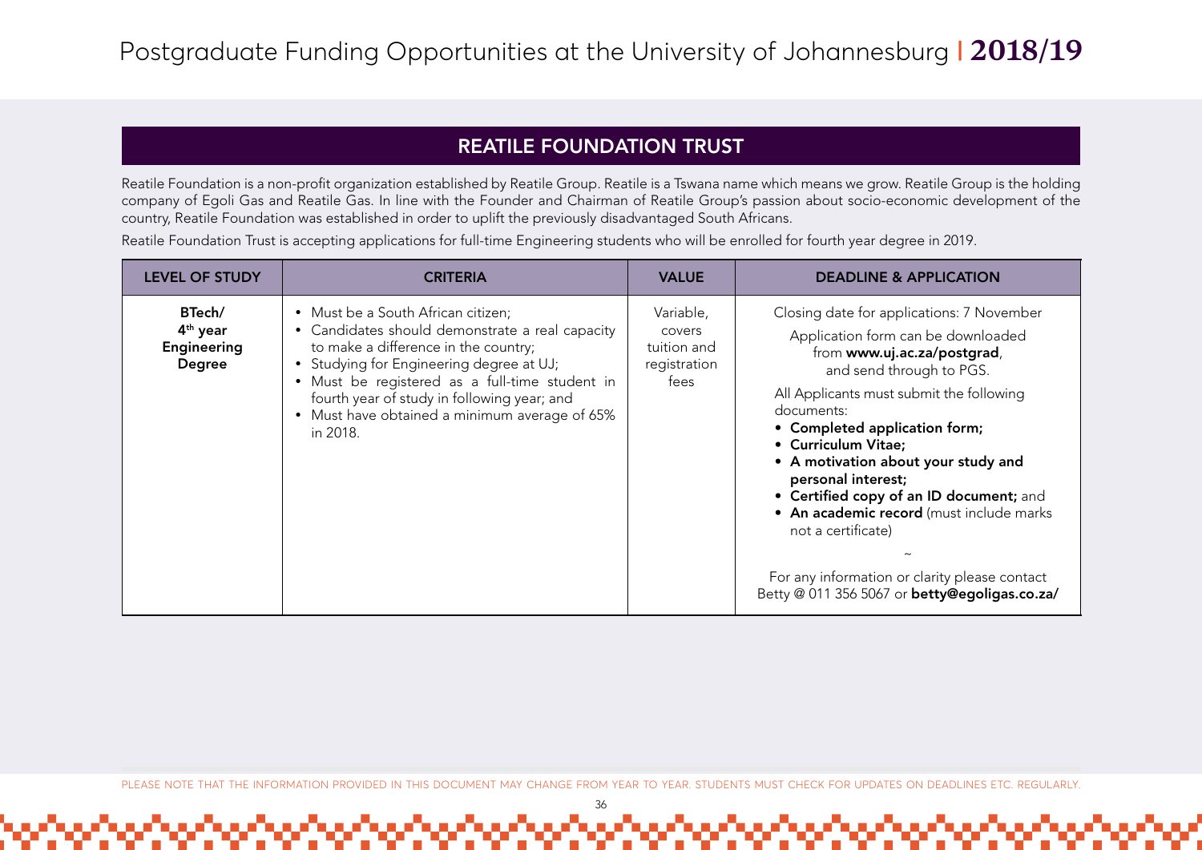## REATILE FOUNDATION TRUST

Reatile Foundation is a non-profit organization established by Reatile Group. Reatile is a Tswana name which means we grow. Reatile Group is the holding company of Egoli Gas and Reatile Gas. In line with the Founder and Chairman of Reatile Group's passion about socio-economic development of the country, Reatile Foundation was established in order to uplift the previously disadvantaged South Africans.

Reatile Foundation Trust is accepting applications for full-time Engineering students who will be enrolled for fourth year degree in 2019.

| LEVEL OF STUDY | CRITERIA | VALUE | DEADLINE & APPLICATION |
|---|---|---|---|
| **BTech/ 4th year Engineering Degree** | • Must be a South African citizen;<br>• Candidates should demonstrate a real capacity to make a difference in the country;<br>• Studying for Engineering degree at UJ;<br>• Must be registered as a full-time student in fourth year of study in following year; and<br>• Must have obtained a minimum average of 65% in 2018. | Variable, covers tuition and registration fees | Closing date for applications: 7 November<br>Application form can be downloaded from **www.uj.ac.za/postgrad**, and send through to PGS.<br>All Applicants must submit the following documents:<br>• **Completed application form;**<br>• **Curriculum Vitae;**<br>• **A motivation about your study and personal interest;**<br>• **Certified copy of an ID document;** and<br>• **An academic record** (must include marks not a certificate)<br>~<br>For any information or clarity please contact Betty @ 011 356 5067 or **betty@egoligas.co.za/** |

PLEASE NOTE THAT THE INFORMATION PROVIDED IN THIS DOCUMENT MAY CHANGE FROM YEAR TO YEAR. STUDENTS MUST CHECK FOR UPDATES ON DEADLINES ETC. REGULARLY.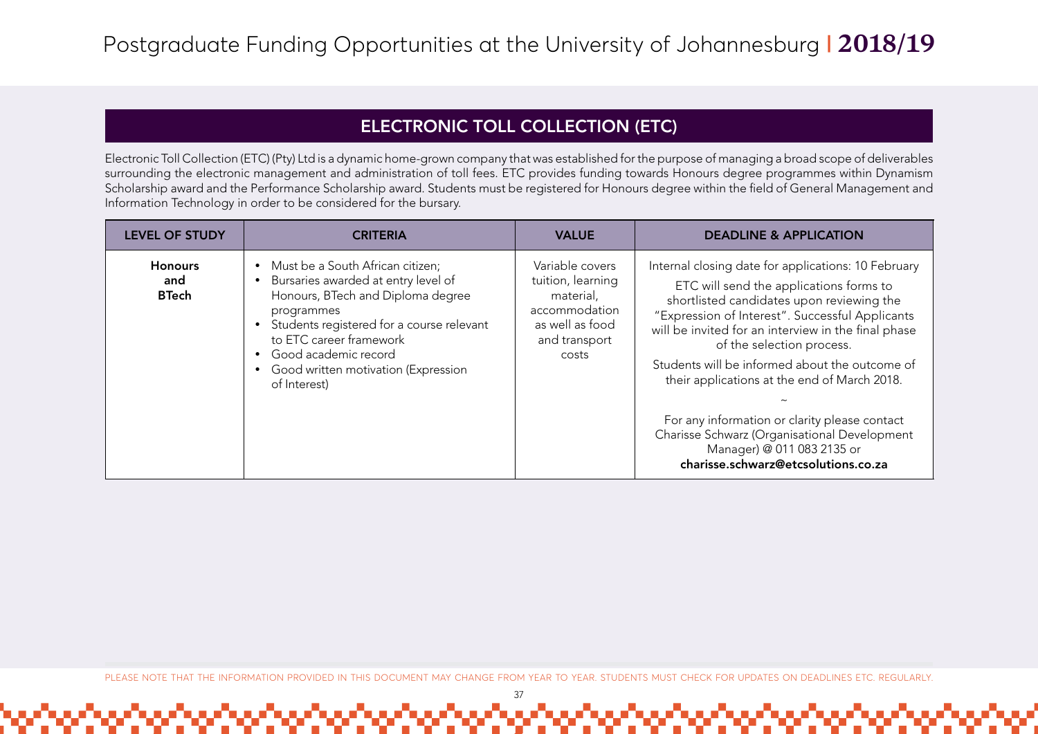## ELECTRONIC TOLL COLLECTION (ETC)

Electronic Toll Collection (ETC) (Pty) Ltd is a dynamic home-grown company that was established for the purpose of managing a broad scope of deliverables surrounding the electronic management and administration of toll fees. ETC provides funding towards Honours degree programmes within Dynamism Scholarship award and the Performance Scholarship award. Students must be registered for Honours degree within the field of General Management and Information Technology in order to be considered for the bursary.

| LEVEL OF STUDY | CRITERIA | VALUE | DEADLINE & APPLICATION |
|---|---|---|---|
| **Honours and BTech** | • Must be a South African citizen;<br>• Bursaries awarded at entry level of Honours, BTech and Diploma degree programmes<br>• Students registered for a course relevant to ETC career framework<br>• Good academic record<br>• Good written motivation (Expression of Interest) | Variable covers tuition, learning material, accommodation as well as food and transport costs | Internal closing date for applications: 10 February<br>ETC will send the applications forms to shortlisted candidates upon reviewing the "Expression of Interest". Successful Applicants will be invited for an interview in the final phase of the selection process.<br>Students will be informed about the outcome of their applications at the end of March 2018.<br>~<br>For any information or clarity please contact Charisse Schwarz (Organisational Development Manager) @ 011 083 2135 or **charisse.schwarz@etcsolutions.co.za** |

PLEASE NOTE THAT THE INFORMATION PROVIDED IN THIS DOCUMENT MAY CHANGE FROM YEAR TO YEAR. STUDENTS MUST CHECK FOR UPDATES ON DEADLINES ETC. REGULARLY.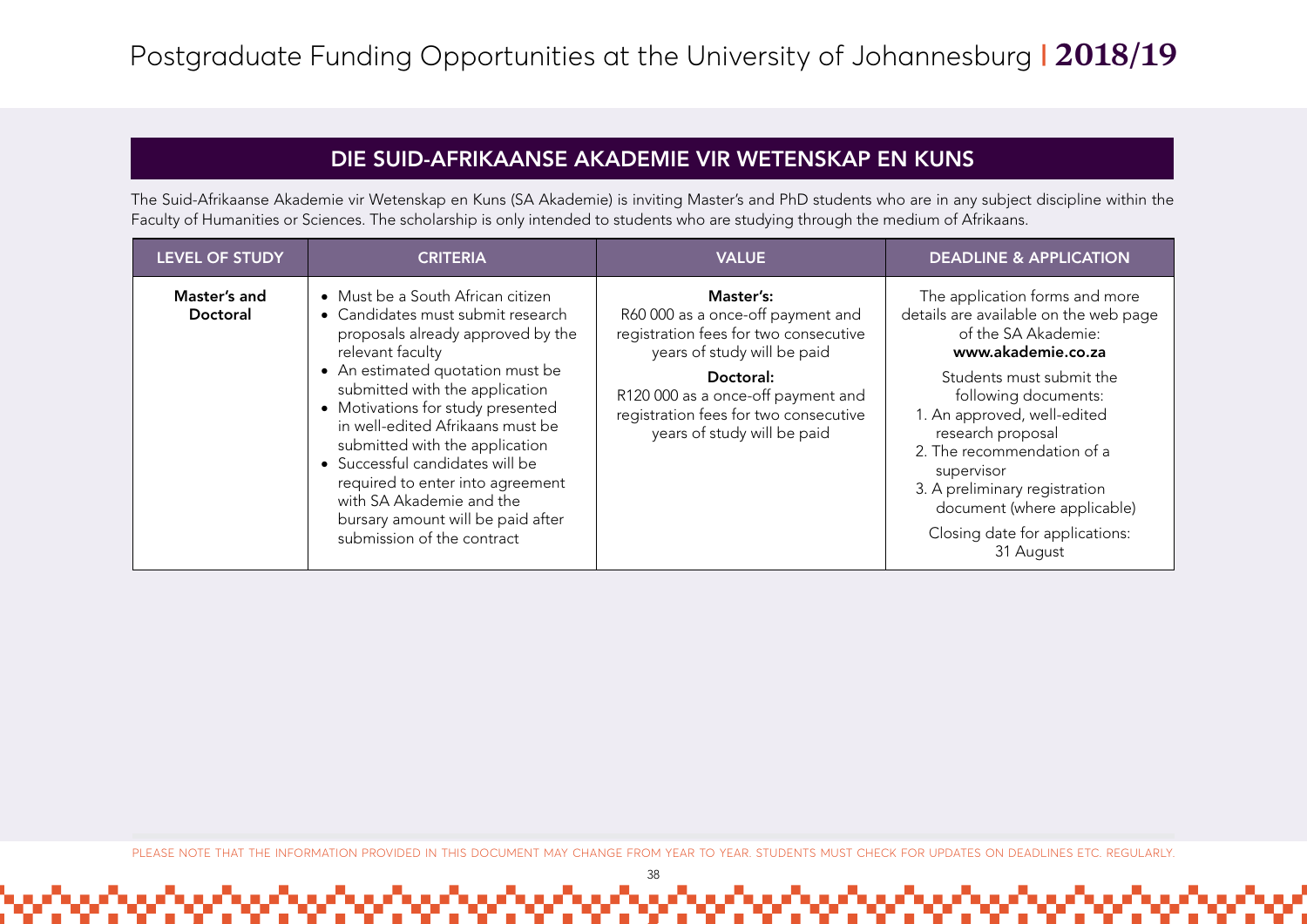## DIE SUID-AFRIKAANSE AKADEMIE VIR WETENSKAP EN KUNS

The Suid-Afrikaanse Akademie vir Wetenskap en Kuns (SA Akademie) is inviting Master's and PhD students who are in any subject discipline within the Faculty of Humanities or Sciences. The scholarship is only intended to students who are studying through the medium of Afrikaans.

| LEVEL OF STUDY | CRITERIA | VALUE | DEADLINE & APPLICATION |
|---|---|---|---|
| **Master's and Doctoral** | • Must be a South African citizen<br>• Candidates must submit research proposals already approved by the relevant faculty<br>• An estimated quotation must be submitted with the application<br>• Motivations for study presented in well-edited Afrikaans must be submitted with the application<br>• Successful candidates will be required to enter into agreement with SA Akademie and the bursary amount will be paid after submission of the contract | **Master's:**<br>R60 000 as a once-off payment and registration fees for two consecutive years of study will be paid<br>**Doctoral:**<br>R120 000 as a once-off payment and registration fees for two consecutive years of study will be paid | The application forms and more details are available on the web page of the SA Akademie: **www.akademie.co.za**<br>Students must submit the following documents:<br>1. An approved, well-edited research proposal<br>2. The recommendation of a supervisor<br>3. A preliminary registration document (where applicable)<br>Closing date for applications: 31 August |

PLEASE NOTE THAT THE INFORMATION PROVIDED IN THIS DOCUMENT MAY CHANGE FROM YEAR TO YEAR. STUDENTS MUST CHECK FOR UPDATES ON DEADLINES ETC. REGULARLY.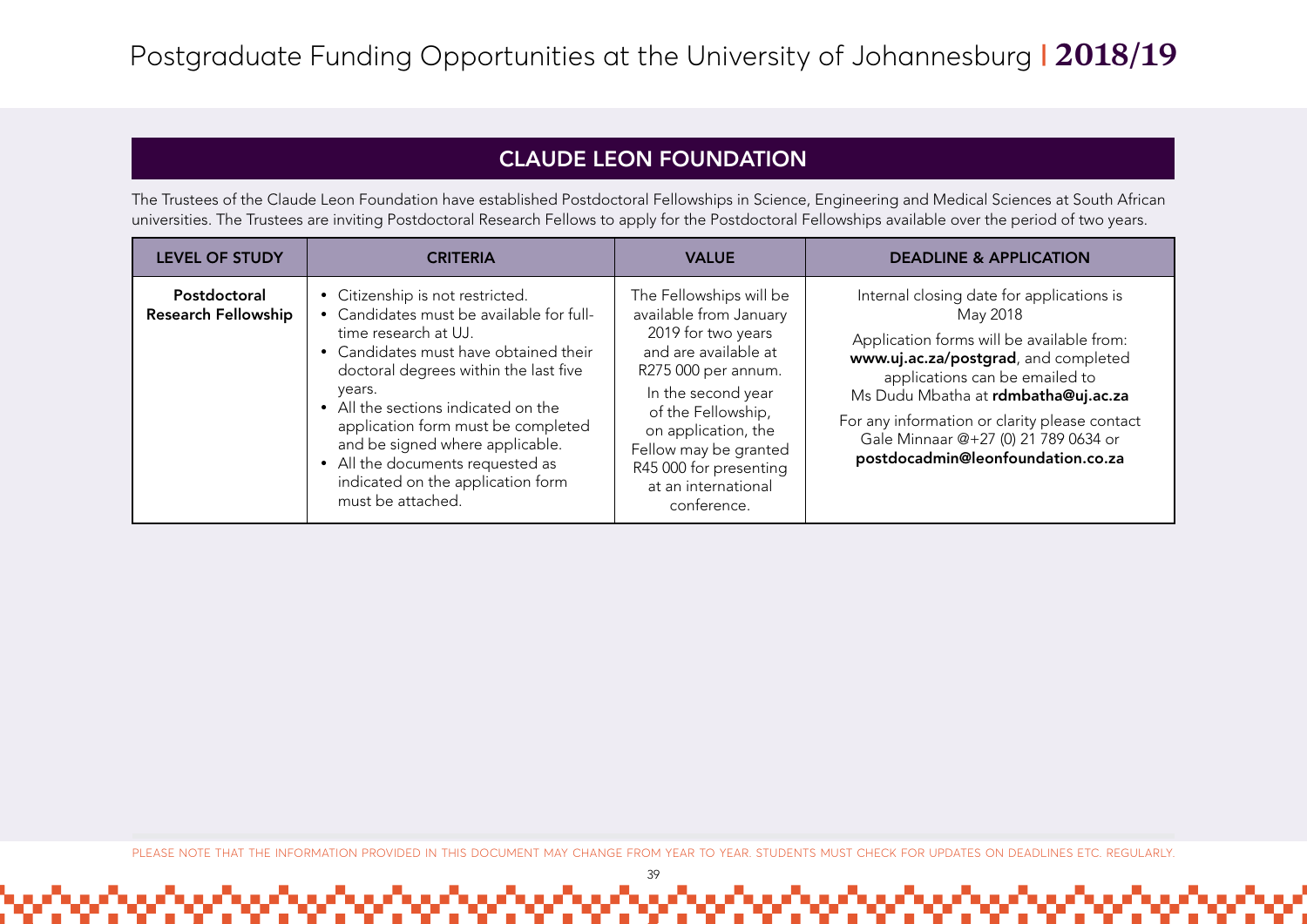## CLAUDE LEON FOUNDATION

The Trustees of the Claude Leon Foundation have established Postdoctoral Fellowships in Science, Engineering and Medical Sciences at South African universities. The Trustees are inviting Postdoctoral Research Fellows to apply for the Postdoctoral Fellowships available over the period of two years.

| LEVEL OF STUDY | CRITERIA | VALUE | DEADLINE & APPLICATION |
|---|---|---|---|
| **Postdoctoral Research Fellowship** | • Citizenship is not restricted.<br>• Candidates must be available for full-time research at UJ.<br>• Candidates must have obtained their doctoral degrees within the last five years.<br>• All the sections indicated on the application form must be completed and be signed where applicable.<br>• All the documents requested as indicated on the application form must be attached. | The Fellowships will be available from January 2019 for two years and are available at R275 000 per annum.<br>In the second year of the Fellowship, on application, the Fellow may be granted R45 000 for presenting at an international conference. | Internal closing date for applications is May 2018<br>Application forms will be available from: **www.uj.ac.za/postgrad**, and completed applications can be emailed to Ms Dudu Mbatha at **rdmbatha@uj.ac.za**<br>For any information or clarity please contact Gale Minnaar @+27 (0) 21 789 0634 or **postdocadmin@leonfoundation.co.za** |

PLEASE NOTE THAT THE INFORMATION PROVIDED IN THIS DOCUMENT MAY CHANGE FROM YEAR TO YEAR. STUDENTS MUST CHECK FOR UPDATES ON DEADLINES ETC. REGULARLY.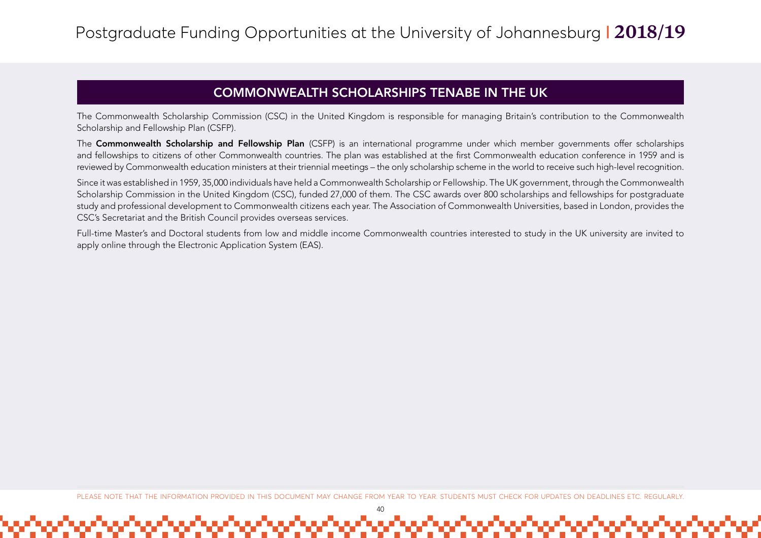## COMMONWEALTH SCHOLARSHIPS TENABE IN THE UK

The Commonwealth Scholarship Commission (CSC) in the United Kingdom is responsible for managing Britain's contribution to the Commonwealth Scholarship and Fellowship Plan (CSFP).

The **Commonwealth Scholarship and Fellowship Plan** (CSFP) is an international programme under which member governments offer scholarships and fellowships to citizens of other Commonwealth countries. The plan was established at the first Commonwealth education conference in 1959 and is reviewed by Commonwealth education ministers at their triennial meetings – the only scholarship scheme in the world to receive such high-level recognition.

Since it was established in 1959, 35,000 individuals have held a Commonwealth Scholarship or Fellowship. The UK government, through the Commonwealth Scholarship Commission in the United Kingdom (CSC), funded 27,000 of them. The CSC awards over 800 scholarships and fellowships for postgraduate study and professional development to Commonwealth citizens each year. The Association of Commonwealth Universities, based in London, provides the CSC's Secretariat and the British Council provides overseas services.

Full-time Master's and Doctoral students from low and middle income Commonwealth countries interested to study in the UK university are invited to apply online through the Electronic Application System (EAS).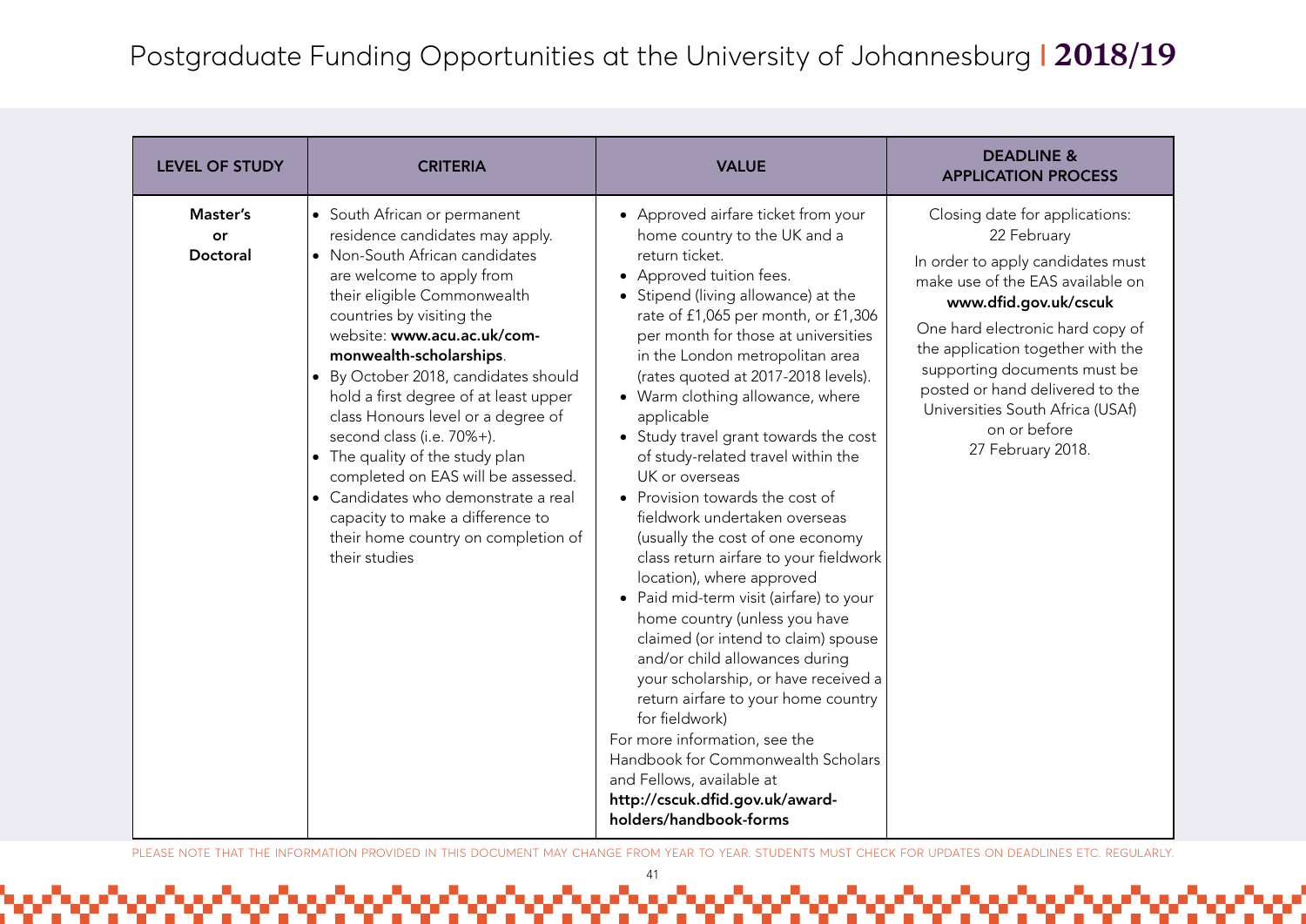| LEVEL OF STUDY | CRITERIA | VALUE | DEADLINE & APPLICATION PROCESS |
|---|---|---|---|
| **Master's or Doctoral** | • South African or permanent residence candidates may apply.<br>• Non-South African candidates are welcome to apply from their eligible Commonwealth countries by visiting the website: **www.acu.ac.uk/commonwealth-scholarships**.<br>• By October 2018, candidates should hold a first degree of at least upper class Honours level or a degree of second class (i.e. 70%+).<br>• The quality of the study plan completed on EAS will be assessed.<br>• Candidates who demonstrate a real capacity to make a difference to their home country on completion of their studies | • Approved airfare ticket from your home country to the UK and a return ticket.<br>• Approved tuition fees.<br>• Stipend (living allowance) at the rate of £1,065 per month, or £1,306 per month for those at universities in the London metropolitan area (rates quoted at 2017-2018 levels).<br>• Warm clothing allowance, where applicable<br>• Study travel grant towards the cost of study-related travel within the UK or overseas<br>• Provision towards the cost of fieldwork undertaken overseas (usually the cost of one economy class return airfare to your fieldwork location), where approved<br>• Paid mid-term visit (airfare) to your home country (unless you have claimed (or intend to claim) spouse and/or child allowances during your scholarship, or have received a return airfare to your home country for fieldwork)<br>For more information, see the Handbook for Commonwealth Scholars and Fellows, available at **http://cscuk.dfid.gov.uk/award-holders/handbook-forms** | Closing date for applications: 22 February<br>In order to apply candidates must make use of the EAS available on **www.dfid.gov.uk/cscuk**<br>One hard electronic hard copy of the application together with the supporting documents must be posted or hand delivered to the Universities South Africa (USAf) on or before 27 February 2018. |

PLEASE NOTE THAT THE INFORMATION PROVIDED IN THIS DOCUMENT MAY CHANGE FROM YEAR TO YEAR. STUDENTS MUST CHECK FOR UPDATES ON DEADLINES ETC. REGULARLY.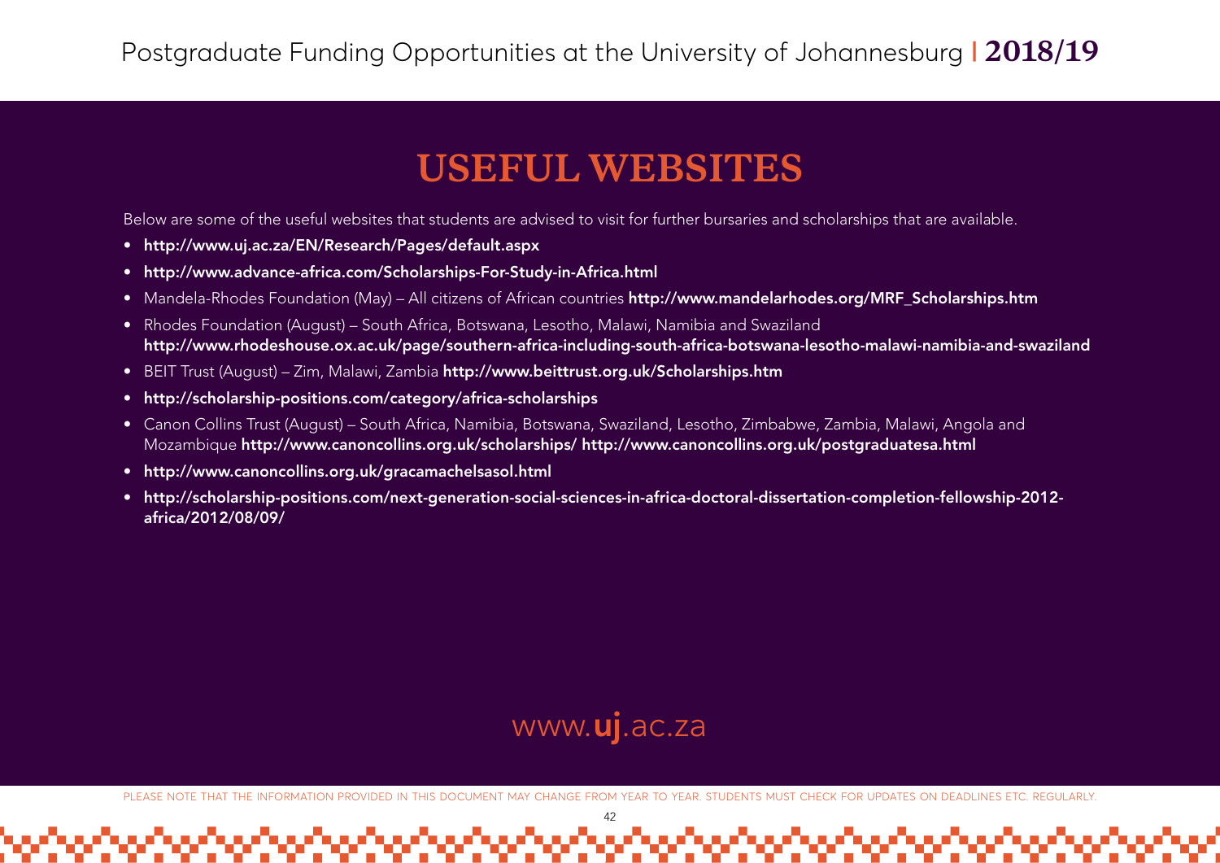# USEFUL WEBSITES

Below are some of the useful websites that students are advised to visit for further bursaries and scholarships that are available.

- **http://www.uj.ac.za/EN/Research/Pages/default.aspx**
- **http://www.advance-africa.com/Scholarships-For-Study-in-Africa.html**
- Mandela-Rhodes Foundation (May) – All citizens of African countries **http://www.mandelarhodes.org/MRF_Scholarships.htm**
- Rhodes Foundation (August) – South Africa, Botswana, Lesotho, Malawi, Namibia and Swaziland **http://www.rhodeshouse.ox.ac.uk/page/southern-africa-including-south-africa-botswana-lesotho-malawi-namibia-and-swaziland**
- BEIT Trust (August) – Zim, Malawi, Zambia **http://www.beittrust.org.uk/Scholarships.htm**
- **http://scholarship-positions.com/category/africa-scholarships**
- Canon Collins Trust (August) – South Africa, Namibia, Botswana, Swaziland, Lesotho, Zimbabwe, Zambia, Malawi, Angola and Mozambique **http://www.canoncollins.org.uk/scholarships/ http://www.canoncollins.org.uk/postgraduatesa.html**
- **http://www.canoncollins.org.uk/gracamachelsasol.html**
- **http://scholarship-positions.com/next-generation-social-sciences-in-africa-doctoral-dissertation-completion-fellowship-2012-africa/2012/08/09/**

www.**uj**.ac.za

PLEASE NOTE THAT THE INFORMATION PROVIDED IN THIS DOCUMENT MAY CHANGE FROM YEAR TO YEAR. STUDENTS MUST CHECK FOR UPDATES ON DEADLINES ETC. REGULARLY.